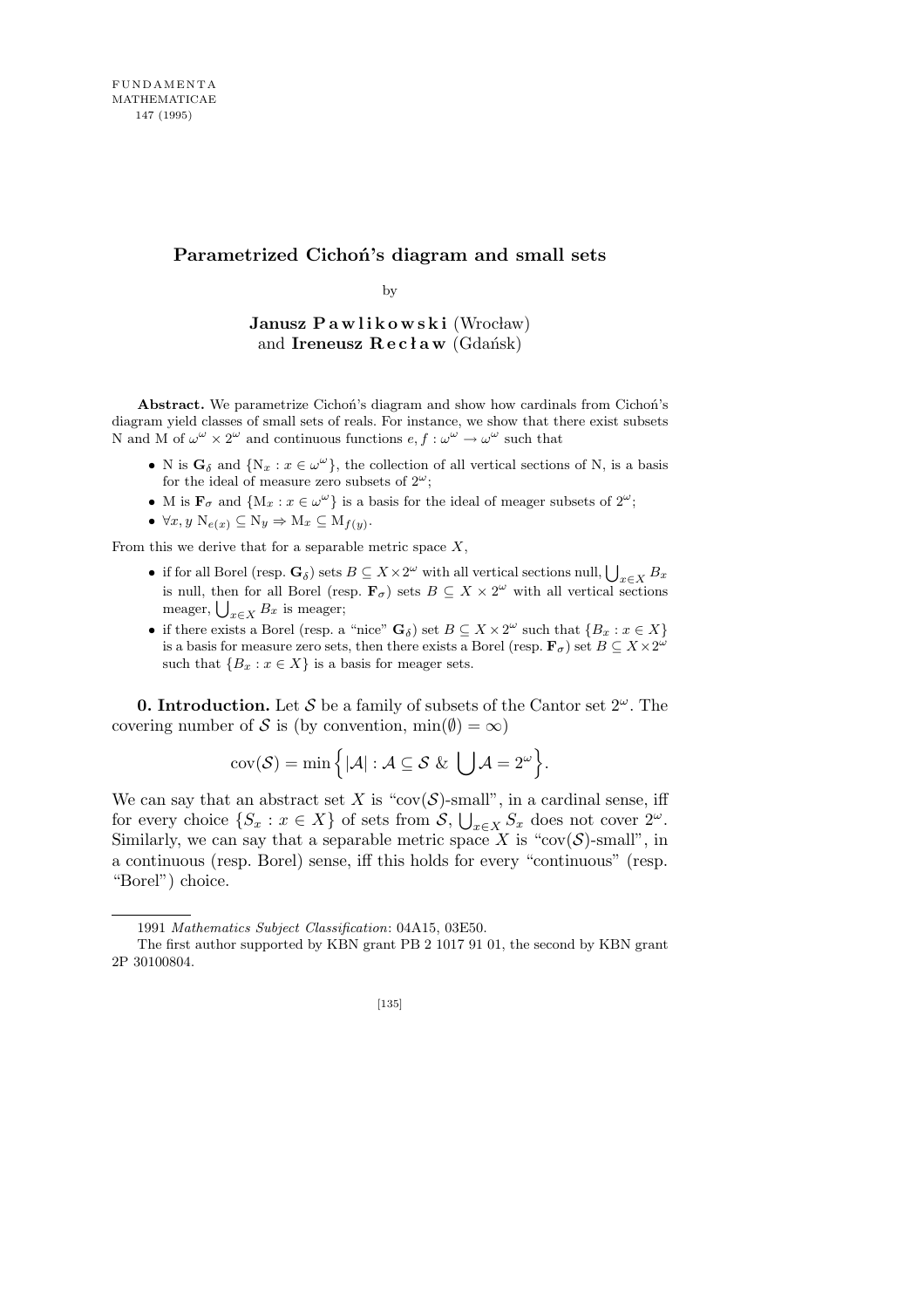# Parametrized Cichoń's diagram and small sets

by

**Janusz Pawlikowski** (Wrocław)
and **Ireneusz Recław** (Gdańsk)

**Abstract.** We parametrize Cichoń's diagram and show how cardinals from Cichoń's diagram yield classes of small sets of reals. For instance, we show that there exist subsets N and M of $\omega^\omega \times 2^\omega$ and continuous functions $e, f : \omega^\omega \to \omega^\omega$ such that

- N is $\mathbf{G}_\delta$ and $\{\mathrm{N}_x : x \in \omega^\omega\}$, the collection of all vertical sections of N, is a basis for the ideal of measure zero subsets of $2^\omega$;
- M is $\mathbf{F}_\sigma$ and $\{\mathrm{M}_x : x \in \omega^\omega\}$ is a basis for the ideal of meager subsets of $2^\omega$;
- $\forall x, y\ \mathrm{N}_{e(x)} \subseteq \mathrm{N}_y \Rightarrow \mathrm{M}_x \subseteq \mathrm{M}_{f(y)}$.

From this we derive that for a separable metric space $X$,

- if for all Borel (resp. $\mathbf{G}_\delta$) sets $B \subseteq X \times 2^\omega$ with all vertical sections null, $\bigcup_{x\in X} B_x$ is null, then for all Borel (resp. $\mathbf{F}_\sigma$) sets $B \subseteq X \times 2^\omega$ with all vertical sections meager, $\bigcup_{x\in X} B_x$ is meager;
- if there exists a Borel (resp. a "nice" $\mathbf{G}_\delta$) set $B \subseteq X \times 2^\omega$ such that $\{B_x : x \in X\}$ is a basis for measure zero sets, then there exists a Borel (resp. $\mathbf{F}_\sigma$) set $B \subseteq X \times 2^\omega$ such that $\{B_x : x \in X\}$ is a basis for meager sets.

**0. Introduction.** Let $\mathcal{S}$ be a family of subsets of the Cantor set $2^\omega$. The covering number of $\mathcal{S}$ is (by convention, $\min(\emptyset) = \infty$)

$$\mathrm{cov}(\mathcal{S}) = \min\Big\{|\mathcal{A}| : \mathcal{A} \subseteq \mathcal{S} \ \&\ \bigcup \mathcal{A} = 2^\omega\Big\}.$$

We can say that an abstract set $X$ is "$\mathrm{cov}(\mathcal{S})$-small", in a cardinal sense, iff for every choice $\{S_x : x \in X\}$ of sets from $\mathcal{S}$, $\bigcup_{x\in X} S_x$ does not cover $2^\omega$. Similarly, we can say that a separable metric space $X$ is "$\mathrm{cov}(\mathcal{S})$-small", in a continuous (resp. Borel) sense, iff this holds for every "continuous" (resp. "Borel") choice.

1991 *Mathematics Subject Classification*: 04A15, 03E50.

The first author supported by KBN grant PB 2 1017 91 01, the second by KBN grant 2P 30100804.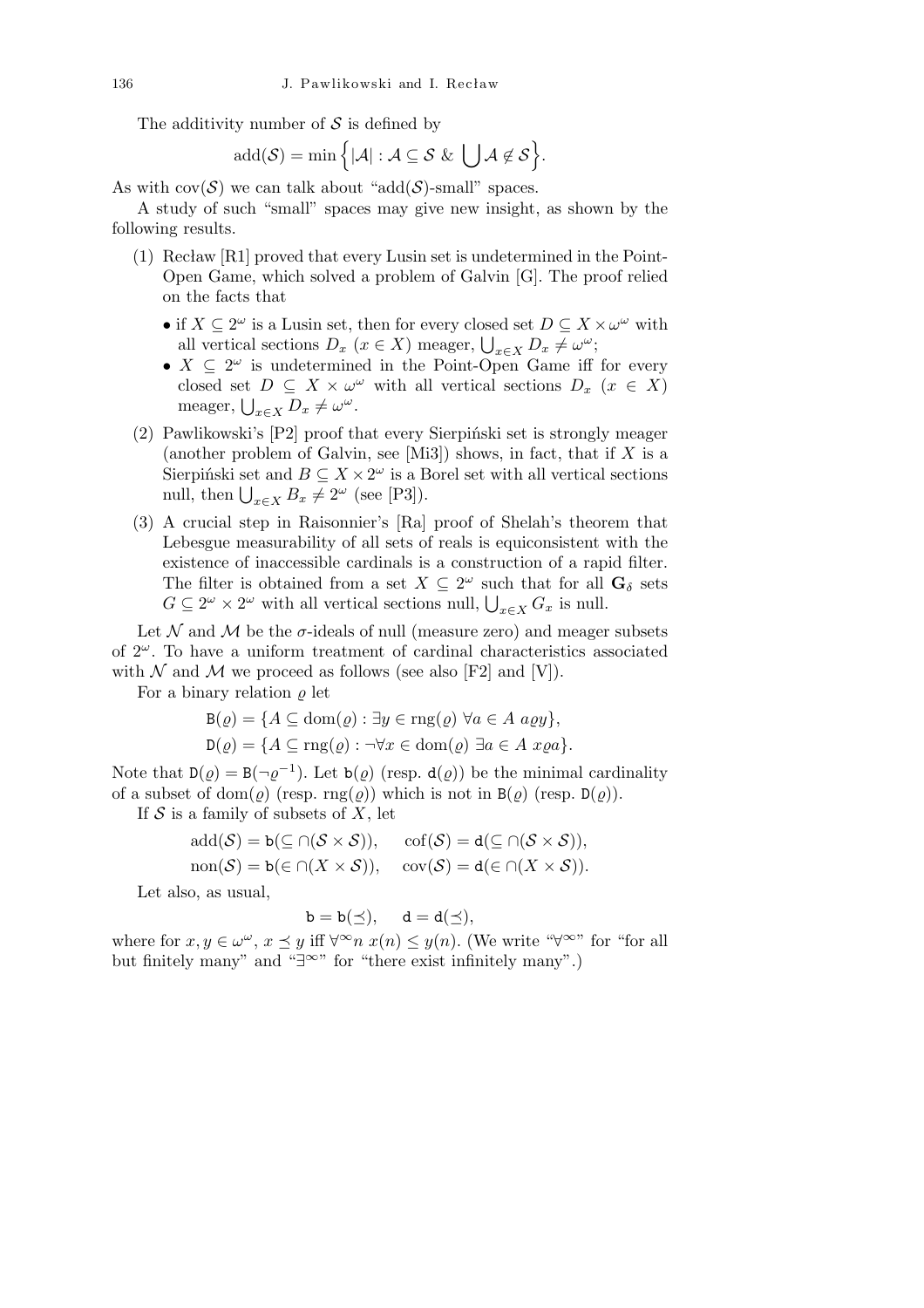The additivity number of $\mathcal{S}$ is defined by

$$\operatorname{add}(\mathcal{S}) = \min\Big\{|\mathcal{A}| : \mathcal{A} \subseteq \mathcal{S} \ \&\ \bigcup \mathcal{A} \notin \mathcal{S}\Big\}.$$

As with $\operatorname{cov}(\mathcal{S})$ we can talk about "$\operatorname{add}(\mathcal{S})$-small" spaces.

A study of such "small" spaces may give new insight, as shown by the following results.

(1) Recław [R1] proved that every Lusin set is undetermined in the Point-Open Game, which solved a problem of Galvin [G]. The proof relied on the facts that

- if $X \subseteq 2^\omega$ is a Lusin set, then for every closed set $D \subseteq X \times \omega^\omega$ with all vertical sections $D_x$ $(x \in X)$ meager, $\bigcup_{x \in X} D_x \neq \omega^\omega$;
- $X \subseteq 2^\omega$ is undetermined in the Point-Open Game iff for every closed set $D \subseteq X \times \omega^\omega$ with all vertical sections $D_x$ $(x \in X)$ meager, $\bigcup_{x \in X} D_x \neq \omega^\omega$.

(2) Pawlikowski's [P2] proof that every Sierpiński set is strongly meager (another problem of Galvin, see [Mi3]) shows, in fact, that if $X$ is a Sierpiński set and $B \subseteq X \times 2^\omega$ is a Borel set with all vertical sections null, then $\bigcup_{x \in X} B_x \neq 2^\omega$ (see [P3]).

(3) A crucial step in Raisonnier's [Ra] proof of Shelah's theorem that Lebesgue measurability of all sets of reals is equiconsistent with the existence of inaccessible cardinals is a construction of a rapid filter. The filter is obtained from a set $X \subseteq 2^\omega$ such that for all $\mathbf{G}_\delta$ sets $G \subseteq 2^\omega \times 2^\omega$ with all vertical sections null, $\bigcup_{x \in X} G_x$ is null.

Let $\mathcal{N}$ and $\mathcal{M}$ be the $\sigma$-ideals of null (measure zero) and meager subsets of $2^\omega$. To have a uniform treatment of cardinal characteristics associated with $\mathcal{N}$ and $\mathcal{M}$ we proceed as follows (see also [F2] and [V]).

For a binary relation $\varrho$ let

$$\mathtt{B}(\varrho) = \{A \subseteq \operatorname{dom}(\varrho) : \exists y \in \operatorname{rng}(\varrho)\ \forall a \in A\ a\varrho y\},$$
$$\mathtt{D}(\varrho) = \{A \subseteq \operatorname{rng}(\varrho) : \neg\forall x \in \operatorname{dom}(\varrho)\ \exists a \in A\ x\varrho a\}.$$

Note that $\mathtt{D}(\varrho) = \mathtt{B}(\neg\varrho^{-1})$. Let $\mathtt{b}(\varrho)$ (resp. $\mathtt{d}(\varrho)$) be the minimal cardinality of a subset of $\operatorname{dom}(\varrho)$ (resp. $\operatorname{rng}(\varrho)$) which is not in $\mathtt{B}(\varrho)$ (resp. $\mathtt{D}(\varrho)$).

If $\mathcal{S}$ is a family of subsets of $X$, let

$$\operatorname{add}(\mathcal{S}) = \mathtt{b}(\subseteq \cap (\mathcal{S} \times \mathcal{S})), \qquad \operatorname{cof}(\mathcal{S}) = \mathtt{d}(\subseteq \cap (\mathcal{S} \times \mathcal{S})),$$
$$\operatorname{non}(\mathcal{S}) = \mathtt{b}(\in \cap (X \times \mathcal{S})), \qquad \operatorname{cov}(\mathcal{S}) = \mathtt{d}(\in \cap (X \times \mathcal{S})).$$

Let also, as usual,

$$\mathtt{b} = \mathtt{b}(\preceq), \qquad \mathtt{d} = \mathtt{d}(\preceq),$$

where for $x, y \in \omega^\omega$, $x \preceq y$ iff $\forall^\infty n\ x(n) \leq y(n)$. (We write "$\forall^\infty$" for "for all but finitely many" and "$\exists^\infty$" for "there exist infinitely many".)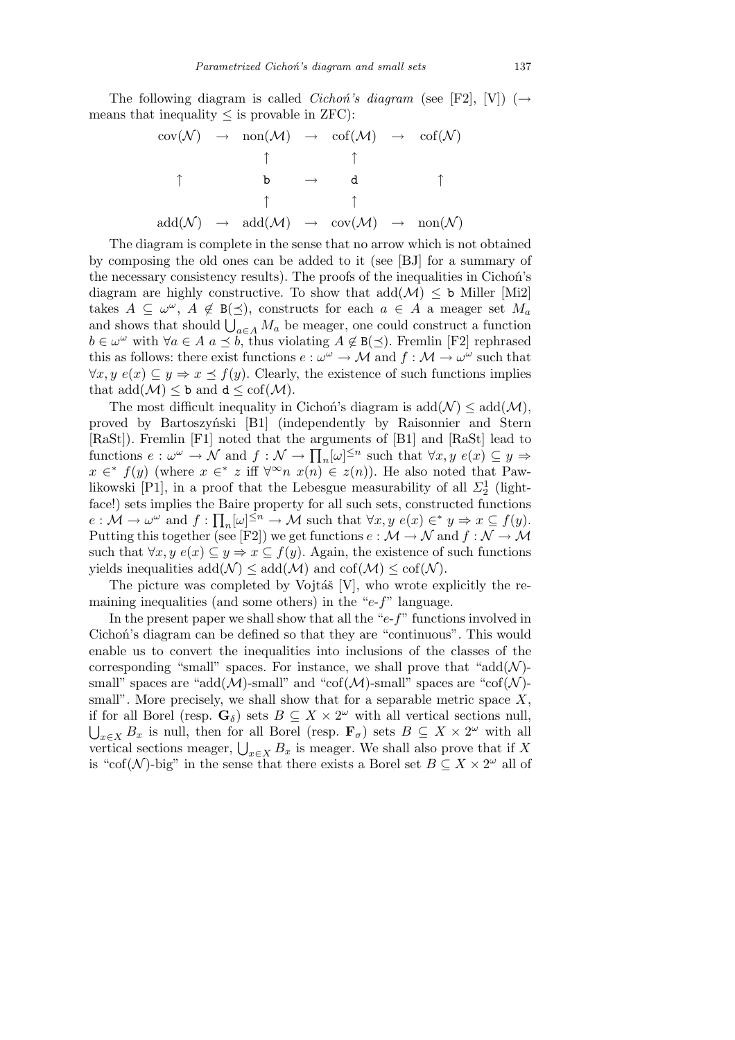The following diagram is called *Cichoń's diagram* (see [F2], [V]) ($\rightarrow$ means that inequality $\le$ is provable in ZFC):

$$\begin{array}{ccccccc}
\mathrm{cov}(\mathcal{N}) & \rightarrow & \mathrm{non}(\mathcal{M}) & \rightarrow & \mathrm{cof}(\mathcal{M}) & \rightarrow & \mathrm{cof}(\mathcal{N}) \\
 & & \uparrow & & \uparrow & & \\
\uparrow & & \mathtt{b} & \rightarrow & \mathtt{d} & & \uparrow \\
 & & \uparrow & & \uparrow & & \\
\mathrm{add}(\mathcal{N}) & \rightarrow & \mathrm{add}(\mathcal{M}) & \rightarrow & \mathrm{cov}(\mathcal{M}) & \rightarrow & \mathrm{non}(\mathcal{N})
\end{array}$$

The diagram is complete in the sense that no arrow which is not obtained by composing the old ones can be added to it (see [BJ] for a summary of the necessary consistency results). The proofs of the inequalities in Cichoń's diagram are highly constructive. To show that $\mathrm{add}(\mathcal{M}) \le \mathtt{b}$ Miller [Mi2] takes $A \subseteq \omega^\omega$, $A \notin \mathtt{B}(\preceq)$, constructs for each $a \in A$ a meager set $M_a$ and shows that should $\bigcup_{a\in A} M_a$ be meager, one could construct a function $b \in \omega^\omega$ with $\forall a \in A\ a \preceq b$, thus violating $A \notin \mathtt{B}(\preceq)$. Fremlin [F2] rephrased this as follows: there exist functions $e : \omega^\omega \to \mathcal{M}$ and $f : \mathcal{M} \to \omega^\omega$ such that $\forall x, y\ e(x) \subseteq y \Rightarrow x \preceq f(y)$. Clearly, the existence of such functions implies that $\mathrm{add}(\mathcal{M}) \le \mathtt{b}$ and $\mathtt{d} \le \mathrm{cof}(\mathcal{M})$.

The most difficult inequality in Cichoń's diagram is $\mathrm{add}(\mathcal{N}) \le \mathrm{add}(\mathcal{M})$, proved by Bartoszyński [B1] (independently by Raisonnier and Stern [RaSt]). Fremlin [F1] noted that the arguments of [B1] and [RaSt] lead to functions $e : \omega^\omega \to \mathcal{N}$ and $f : \mathcal{N} \to \prod_n [\omega]^{\le n}$ such that $\forall x, y\ e(x) \subseteq y \Rightarrow x \in^* f(y)$ (where $x \in^* z$ iff $\forall^\infty n\ x(n) \in z(n)$). He also noted that Pawlikowski [P1], in a proof that the Lebesgue measurability of all $\Sigma^1_2$ (lightface!) sets implies the Baire property for all such sets, constructed functions $e : \mathcal{M} \to \omega^\omega$ and $f : \prod_n [\omega]^{\le n} \to \mathcal{M}$ such that $\forall x, y\ e(x) \in^* y \Rightarrow x \subseteq f(y)$. Putting this together (see [F2]) we get functions $e : \mathcal{M} \to \mathcal{N}$ and $f : \mathcal{N} \to \mathcal{M}$ such that $\forall x, y\ e(x) \subseteq y \Rightarrow x \subseteq f(y)$. Again, the existence of such functions yields inequalities $\mathrm{add}(\mathcal{N}) \le \mathrm{add}(\mathcal{M})$ and $\mathrm{cof}(\mathcal{M}) \le \mathrm{cof}(\mathcal{N})$.

The picture was completed by Vojtáš [V], who wrote explicitly the remaining inequalities (and some others) in the "$e$-$f$" language.

In the present paper we shall show that all the "$e$-$f$" functions involved in Cichoń's diagram can be defined so that they are "continuous". This would enable us to convert the inequalities into inclusions of the classes of the corresponding "small" spaces. For instance, we shall prove that "$\mathrm{add}(\mathcal{N})$-small" spaces are "$\mathrm{add}(\mathcal{M})$-small" and "$\mathrm{cof}(\mathcal{M})$-small" spaces are "$\mathrm{cof}(\mathcal{N})$-small". More precisely, we shall show that for a separable metric space $X$, if for all Borel (resp. $\mathbf{G}_\delta$) sets $B \subseteq X \times 2^\omega$ with all vertical sections null, $\bigcup_{x\in X} B_x$ is null, then for all Borel (resp. $\mathbf{F}_\sigma$) sets $B \subseteq X \times 2^\omega$ with all vertical sections meager, $\bigcup_{x\in X} B_x$ is meager. We shall also prove that if $X$ is "$\mathrm{cof}(\mathcal{N})$-big" in the sense that there exists a Borel set $B \subseteq X \times 2^\omega$ all of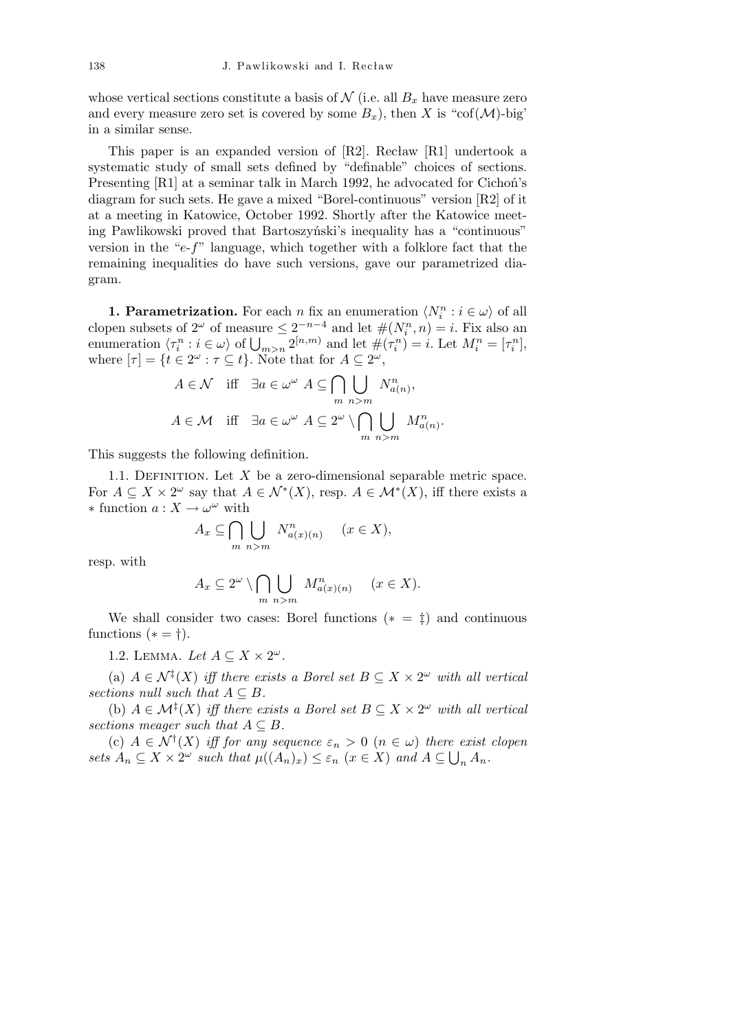whose vertical sections constitute a basis of $\mathcal{N}$ (i.e. all $B_x$ have measure zero and every measure zero set is covered by some $B_x$), then $X$ is "cof($\mathcal{M}$)-big' in a similar sense.

This paper is an expanded version of [R2]. Recław [R1] undertook a systematic study of small sets defined by "definable" choices of sections. Presenting [R1] at a seminar talk in March 1992, he advocated for Cichoń's diagram for such sets. He gave a mixed "Borel-continuous" version [R2] of it at a meeting in Katowice, October 1992. Shortly after the Katowice meeting Pawlikowski proved that Bartoszyński's inequality has a "continuous" version in the "$e$-$f$" language, which together with a folklore fact that the remaining inequalities do have such versions, gave our parametrized diagram.

**1. Parametrization.** For each $n$ fix an enumeration $\langle N_i^n : i \in \omega\rangle$ of all clopen subsets of $2^\omega$ of measure $\le 2^{-n-4}$ and let $\#(N_i^n, n) = i$. Fix also an enumeration $\langle \tau_i^n : i \in \omega\rangle$ of $\bigcup_{m>n} 2^{[n,m)}$ and let $\#(\tau_i^n) = i$. Let $M_i^n = [\tau_i^n]$, where $[\tau] = \{t \in 2^\omega : \tau \subseteq t\}$. Note that for $A \subseteq 2^\omega$,

$$A \in \mathcal{N} \quad \text{iff} \quad \exists a \in \omega^\omega \ A \subseteq \bigcap_m \bigcup_{n>m} N^n_{a(n)},$$

$$A \in \mathcal{M} \quad \text{iff} \quad \exists a \in \omega^\omega \ A \subseteq 2^\omega \setminus \bigcap_m \bigcup_{n>m} M^n_{a(n)}.$$

This suggests the following definition.

1.1. Definition. Let $X$ be a zero-dimensional separable metric space. For $A \subseteq X \times 2^\omega$ say that $A \in \mathcal{N}^*(X)$, resp. $A \in \mathcal{M}^*(X)$, iff there exists a $*$ function $a : X \to \omega^\omega$ with

$$A_x \subseteq \bigcap_m \bigcup_{n>m} N^n_{a(x)(n)} \quad (x \in X),$$

resp. with

$$A_x \subseteq 2^\omega \setminus \bigcap_m \bigcup_{n>m} M^n_{a(x)(n)} \quad (x \in X).$$

We shall consider two cases: Borel functions ($* = \ddagger$) and continuous functions ($* = \dagger$).

1.2. Lemma. *Let $A \subseteq X \times 2^\omega$.*

(a) *$A \in \mathcal{N}^\ddagger(X)$ iff there exists a Borel set $B \subseteq X \times 2^\omega$ with all vertical sections null such that $A \subseteq B$.*

(b) *$A \in \mathcal{M}^\ddagger(X)$ iff there exists a Borel set $B \subseteq X \times 2^\omega$ with all vertical sections meager such that $A \subseteq B$.*

(c) *$A \in \mathcal{N}^\dagger(X)$ iff for any sequence $\varepsilon_n > 0$ ($n \in \omega$) there exist clopen sets $A_n \subseteq X \times 2^\omega$ such that $\mu((A_n)_x) \le \varepsilon_n$ ($x \in X$) and $A \subseteq \bigcup_n A_n$.*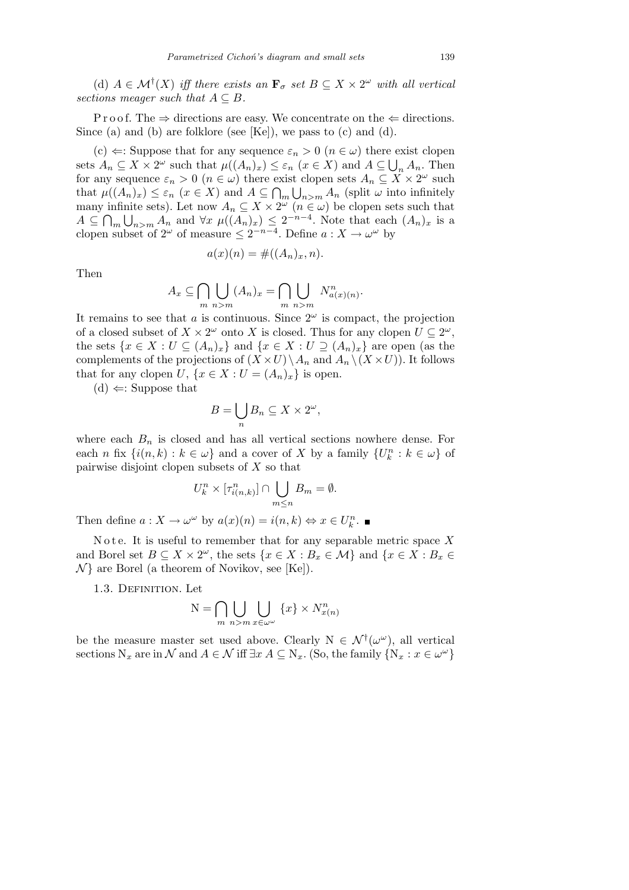(d) $A \in \mathcal{M}^\dagger(X)$ *iff there exists an* $\mathbf{F}_\sigma$ *set* $B \subseteq X \times 2^\omega$ *with all vertical sections meager such that* $A \subseteq B$.

Proof. The $\Rightarrow$ directions are easy. We concentrate on the $\Leftarrow$ directions. Since (a) and (b) are folklore (see [Ke]), we pass to (c) and (d).

(c) $\Leftarrow$: Suppose that for any sequence $\varepsilon_n > 0$ ($n \in \omega$) there exist clopen sets $A_n \subseteq X \times 2^\omega$ such that $\mu((A_n)_x) \leq \varepsilon_n$ ($x \in X$) and $A \subseteq \bigcup_n A_n$. Then for any sequence $\varepsilon_n > 0$ ($n \in \omega$) there exist clopen sets $A_n \subseteq X \times 2^\omega$ such that $\mu((A_n)_x) \leq \varepsilon_n$ ($x \in X$) and $A \subseteq \bigcap_m \bigcup_{n>m} A_n$ (split $\omega$ into infinitely many infinite sets). Let now $A_n \subseteq X \times 2^\omega$ ($n \in \omega$) be clopen sets such that $A \subseteq \bigcap_m \bigcup_{n>m} A_n$ and $\forall x\ \mu((A_n)_x) \leq 2^{-n-4}$. Note that each $(A_n)_x$ is a clopen subset of $2^\omega$ of measure $\leq 2^{-n-4}$. Define $a : X \to \omega^\omega$ by

$$a(x)(n) = \#((A_n)_x, n).$$

Then

$$A_x \subseteq \bigcap_m \bigcup_{n>m} (A_n)_x = \bigcap_m \bigcup_{n>m} N^n_{a(x)(n)}.$$

It remains to see that $a$ is continuous. Since $2^\omega$ is compact, the projection of a closed subset of $X \times 2^\omega$ onto $X$ is closed. Thus for any clopen $U \subseteq 2^\omega$, the sets $\{x \in X : U \subseteq (A_n)_x\}$ and $\{x \in X : U \supseteq (A_n)_x\}$ are open (as the complements of the projections of $(X \times U) \setminus A_n$ and $A_n \setminus (X \times U)$). It follows that for any clopen $U$, $\{x \in X : U = (A_n)_x\}$ is open.

(d) $\Leftarrow$: Suppose that

$$B = \bigcup_n B_n \subseteq X \times 2^\omega,$$

where each $B_n$ is closed and has all vertical sections nowhere dense. For each $n$ fix $\{i(n,k) : k \in \omega\}$ and a cover of $X$ by a family $\{U^n_k : k \in \omega\}$ of pairwise disjoint clopen subsets of $X$ so that

$$U^n_k \times [\tau^n_{i(n,k)}] \cap \bigcup_{m \leq n} B_m = \emptyset.$$

Then define $a : X \to \omega^\omega$ by $a(x)(n) = i(n,k) \Leftrightarrow x \in U^n_k$. ■

Note. It is useful to remember that for any separable metric space $X$ and Borel set $B \subseteq X \times 2^\omega$, the sets $\{x \in X : B_x \in \mathcal{M}\}$ and $\{x \in X : B_x \in \mathcal{N}\}$ are Borel (a theorem of Novikov, see [Ke]).

1.3. Definition. Let

$$\mathrm{N} = \bigcap_m \bigcup_{n>m} \bigcup_{x \in \omega^\omega} \{x\} \times N^n_{x(n)}$$

be the measure master set used above. Clearly $\mathrm{N} \in \mathcal{N}^\dagger(\omega^\omega)$, all vertical sections $\mathrm{N}_x$ are in $\mathcal{N}$ and $A \in \mathcal{N}$ iff $\exists x\ A \subseteq \mathrm{N}_x$. (So, the family $\{\mathrm{N}_x : x \in \omega^\omega\}$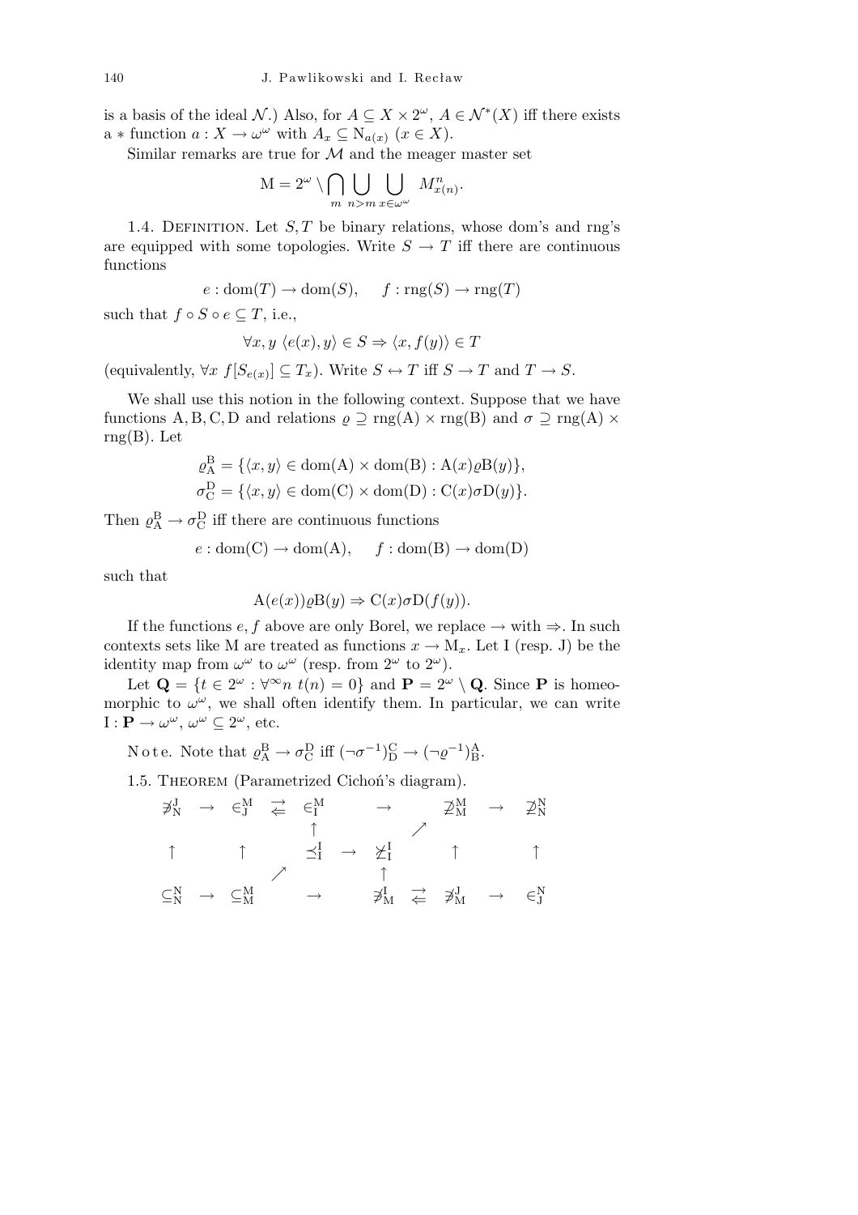is a basis of the ideal $\mathcal{N}$.) Also, for $A \subseteq X \times 2^\omega$, $A \in \mathcal{N}^*(X)$ iff there exists a $*$ function $a : X \to \omega^\omega$ with $A_x \subseteq \mathrm{N}_{a(x)}$ $(x \in X)$.

Similar remarks are true for $\mathcal{M}$ and the meager master set

$$\mathrm{M} = 2^\omega \setminus \bigcap_m \bigcup_{n>m} \bigcup_{x \in \omega^\omega} M^n_{x(n)}.$$

1.4. Definition. Let $S, T$ be binary relations, whose dom's and rng's are equipped with some topologies. Write $S \to T$ iff there are continuous functions

$$e : \mathrm{dom}(T) \to \mathrm{dom}(S), \qquad f : \mathrm{rng}(S) \to \mathrm{rng}(T)$$

such that $f \circ S \circ e \subseteq T$, i.e.,

$$\forall x, y \ \langle e(x), y \rangle \in S \Rightarrow \langle x, f(y) \rangle \in T$$

(equivalently, $\forall x \ f[S_{e(x)}] \subseteq T_x$). Write $S \leftrightarrow T$ iff $S \to T$ and $T \to S$.

We shall use this notion in the following context. Suppose that we have functions $\mathrm{A}, \mathrm{B}, \mathrm{C}, \mathrm{D}$ and relations $\varrho \supseteq \mathrm{rng}(\mathrm{A}) \times \mathrm{rng}(\mathrm{B})$ and $\sigma \supseteq \mathrm{rng}(\mathrm{A}) \times \mathrm{rng}(\mathrm{B})$. Let

$$\varrho^{\mathrm{B}}_{\mathrm{A}} = \{\langle x, y \rangle \in \mathrm{dom}(\mathrm{A}) \times \mathrm{dom}(\mathrm{B}) : \mathrm{A}(x) \varrho \mathrm{B}(y)\},$$
$$\sigma^{\mathrm{D}}_{\mathrm{C}} = \{\langle x, y \rangle \in \mathrm{dom}(\mathrm{C}) \times \mathrm{dom}(\mathrm{D}) : \mathrm{C}(x) \sigma \mathrm{D}(y)\}.$$

Then $\varrho^{\mathrm{B}}_{\mathrm{A}} \to \sigma^{\mathrm{D}}_{\mathrm{C}}$ iff there are continuous functions

$$e : \mathrm{dom}(\mathrm{C}) \to \mathrm{dom}(\mathrm{A}), \qquad f : \mathrm{dom}(\mathrm{B}) \to \mathrm{dom}(\mathrm{D})$$

such that

$$\mathrm{A}(e(x)) \varrho \mathrm{B}(y) \Rightarrow \mathrm{C}(x) \sigma \mathrm{D}(f(y)).$$

If the functions $e, f$ above are only Borel, we replace $\to$ with $\Rightarrow$. In such contexts sets like M are treated as functions $x \to \mathrm{M}_x$. Let I (resp. J) be the identity map from $\omega^\omega$ to $\omega^\omega$ (resp. from $2^\omega$ to $2^\omega$).

Let $\mathbf{Q} = \{t \in 2^\omega : \forall^\infty n \ t(n) = 0\}$ and $\mathbf{P} = 2^\omega \setminus \mathbf{Q}$. Since $\mathbf{P}$ is homeomorphic to $\omega^\omega$, we shall often identify them. In particular, we can write $\mathrm{I} : \mathbf{P} \to \omega^\omega$, $\omega^\omega \subseteq 2^\omega$, etc.

Note. Note that $\varrho^{\mathrm{B}}_{\mathrm{A}} \to \sigma^{\mathrm{D}}_{\mathrm{C}}$ iff $(\neg\sigma^{-1})^{\mathrm{C}}_{\mathrm{D}} \to (\neg\varrho^{-1})^{\mathrm{A}}_{\mathrm{B}}$.

1.5. Theorem (Parametrized Cichoń's diagram).

$$\begin{array}{ccccccccccc}
\not\ni^{\mathrm{J}}_{\mathrm{N}} & \to & \in^{\mathrm{M}}_{\mathrm{J}} & \rightleftarrows & \in^{\mathrm{M}}_{\mathrm{I}} & & \to & & \not\supseteq^{\mathrm{M}}_{\mathrm{M}} & \to & \not\supseteq^{\mathrm{N}}_{\mathrm{N}} \\
 & & & & \uparrow & & & \nearrow & & & \\
\uparrow & & \uparrow & & \preceq^{\mathrm{I}}_{\mathrm{I}} & \to & \not\succeq^{\mathrm{I}}_{\mathrm{I}} & & \uparrow & & \uparrow \\
 & & & \nearrow & & & \uparrow & & & & \\
\subseteq^{\mathrm{N}}_{\mathrm{N}} & \to & \subseteq^{\mathrm{M}}_{\mathrm{M}} & & \to & & \not\ni^{\mathrm{I}}_{\mathrm{M}} & \rightleftarrows & \not\ni^{\mathrm{J}}_{\mathrm{M}} & \to & \in^{\mathrm{N}}_{\mathrm{J}}
\end{array}$$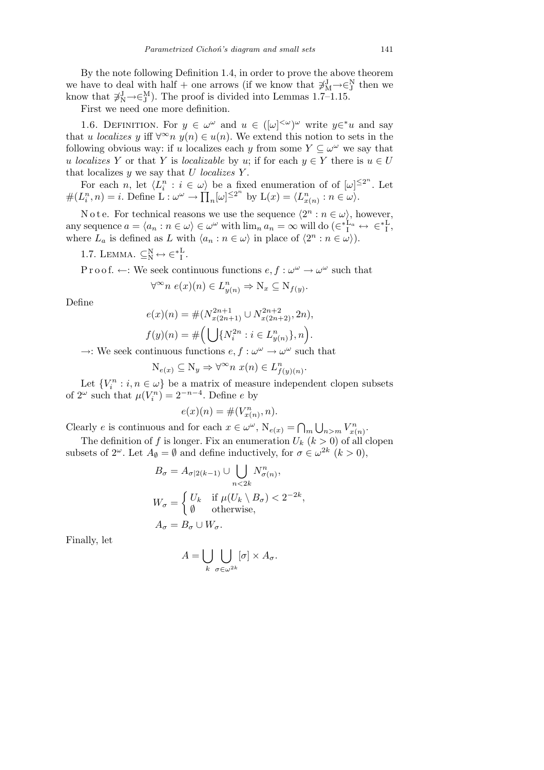By the note following Definition 1.4, in order to prove the above theorem we have to deal with half + one arrows (if we know that $\not\ni^{\mathrm{J}}_{\mathrm{M}}\!\rightarrow\in^{\mathrm{N}}_{\mathrm{J}}$ then we know that $\not\ni^{\mathrm{J}}_{\mathrm{N}}\!\rightarrow\in^{\mathrm{M}}_{\mathrm{J}}$). The proof is divided into Lemmas 1.7–1.15.

First we need one more definition.

1.6. Definition. For $y \in \omega^\omega$ and $u \in ([\omega]^{<\omega})^\omega$ write $y \in^* u$ and say that *u localizes y* iff $\forall^\infty n\ y(n) \in u(n)$. We extend this notion to sets in the following obvious way: if $u$ localizes each $y$ from some $Y \subseteq \omega^\omega$ we say that *u localizes Y* or that *Y is localizable* by $u$; if for each $y \in Y$ there is $u \in U$ that localizes $y$ we say that *U localizes Y*.

For each $n$, let $\langle L^n_i : i \in \omega\rangle$ be a fixed enumeration of of $[\omega]^{\le 2^n}$. Let $\#(L^n_i, n) = i$. Define $\mathrm{L} : \omega^\omega \to \prod_n [\omega]^{\le 2^n}$ by $\mathrm{L}(x) = \langle L^n_{x(n)} : n \in \omega\rangle$.

Note. For technical reasons we use the sequence $\langle 2^n : n \in \omega\rangle$, however, any sequence $a = \langle a_n : n \in \omega\rangle \in \omega^\omega$ with $\lim_n a_n = \infty$ will do ($\in^{*\mathrm{L}_a}_{\mathrm{I}} \leftrightarrow\ \in^{*\mathrm{L}}_{\mathrm{I}}$, where $L_a$ is defined as $L$ with $\langle a_n : n \in \omega\rangle$ in place of $\langle 2^n : n \in \omega\rangle$).

1.7. Lemma. $\subseteq^{\mathrm{N}}_{\mathrm{N}} \leftrightarrow \in^{*\mathrm{L}}_{\mathrm{I}}$.

Proof. $\leftarrow$: We seek continuous functions $e, f : \omega^\omega \to \omega^\omega$ such that

$$\forall^\infty n\ e(x)(n) \in L^n_{y(n)} \Rightarrow \mathrm{N}_x \subseteq \mathrm{N}_{f(y)}.$$

Define

$$e(x)(n) = \#(N^{2n+1}_{x(2n+1)} \cup N^{2n+2}_{x(2n+2)}, 2n),$$
$$f(y)(n) = \#\Big(\bigcup\{N^{2n}_i : i \in L^n_{y(n)}\}, n\Big).$$

$\rightarrow$: We seek continuous functions $e, f : \omega^\omega \to \omega^\omega$ such that

$$\mathrm{N}_{e(x)} \subseteq \mathrm{N}_y \Rightarrow \forall^\infty n\ x(n) \in L^n_{f(y)(n)}.$$

Let $\{V^n_i : i, n \in \omega\}$ be a matrix of measure independent clopen subsets of $2^\omega$ such that $\mu(V^n_i) = 2^{-n-4}$. Define $e$ by

$$e(x)(n) = \#(V^n_{x(n)}, n).$$

Clearly $e$ is continuous and for each $x \in \omega^\omega$, $\mathrm{N}_{e(x)} = \bigcap_m \bigcup_{n>m} V^n_{x(n)}$.

The definition of $f$ is longer. Fix an enumeration $U_k$ ($k > 0$) of all clopen subsets of $2^\omega$. Let $A_\emptyset = \emptyset$ and define inductively, for $\sigma \in \omega^{2k}$ ($k > 0$),

$$B_\sigma = A_{\sigma|2(k-1)} \cup \bigcup_{n<2k} N^n_{\sigma(n)},$$
$$W_\sigma = \begin{cases} U_k & \text{if } \mu(U_k \setminus B_\sigma) < 2^{-2k}, \\ \emptyset & \text{otherwise,} \end{cases}$$
$$A_\sigma = B_\sigma \cup W_\sigma.$$

Finally, let

$$A = \bigcup_k \bigcup_{\sigma \in \omega^{2k}} [\sigma] \times A_\sigma.$$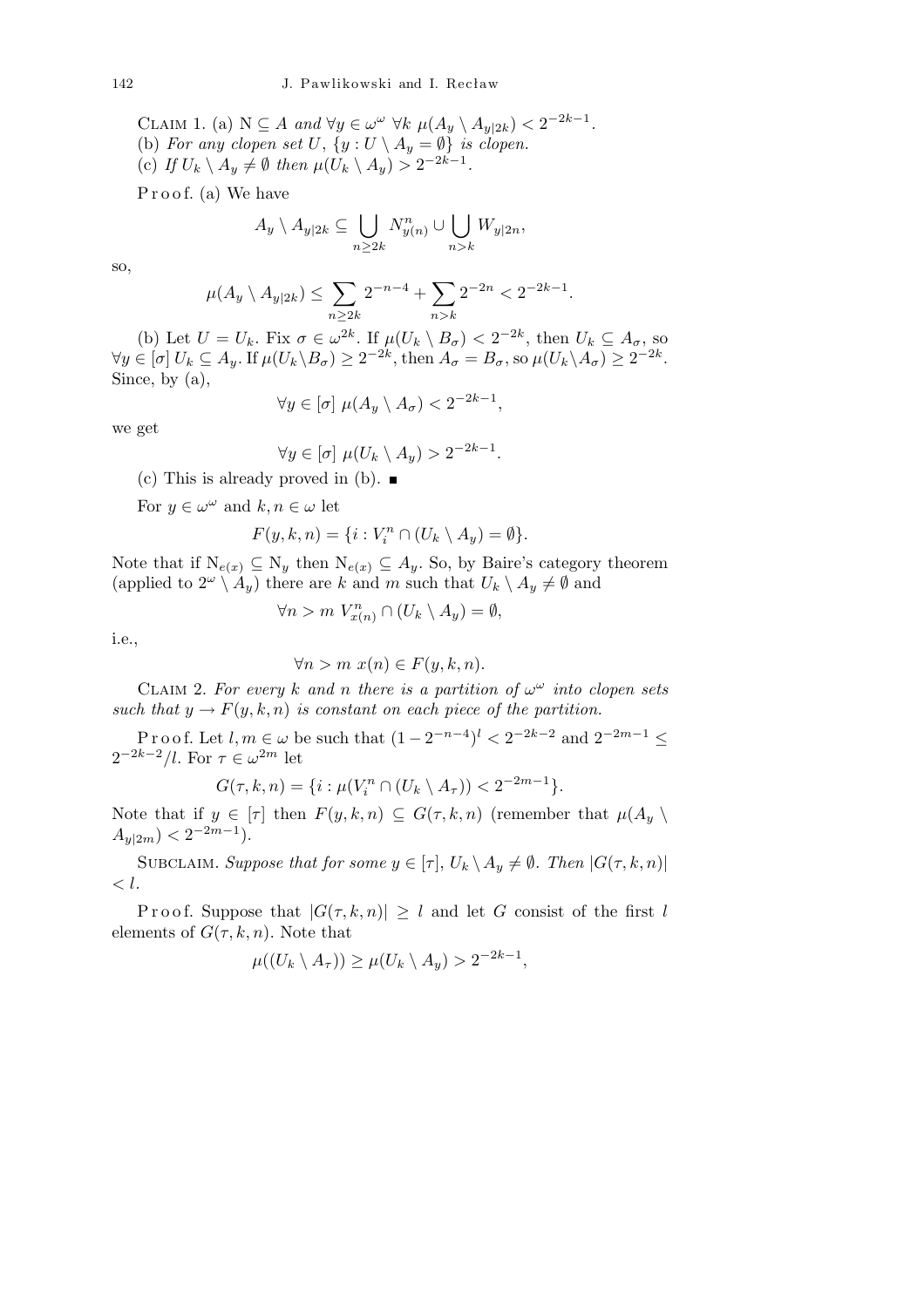Claim 1. (a) $\mathrm{N} \subseteq A$ *and* $\forall y \in \omega^\omega\ \forall k\ \mu(A_y \setminus A_{y|2k}) < 2^{-2k-1}$.
(b) *For any clopen set* $U$, $\{y : U \setminus A_y = \emptyset\}$ *is clopen.*
(c) *If* $U_k \setminus A_y \neq \emptyset$ *then* $\mu(U_k \setminus A_y) > 2^{-2k-1}$.

Proof. (a) We have

$$A_y \setminus A_{y|2k} \subseteq \bigcup_{n \geq 2k} N^n_{y(n)} \cup \bigcup_{n > k} W_{y|2n},$$

so,

$$\mu(A_y \setminus A_{y|2k}) \leq \sum_{n \geq 2k} 2^{-n-4} + \sum_{n > k} 2^{-2n} < 2^{-2k-1}.$$

(b) Let $U = U_k$. Fix $\sigma \in \omega^{2k}$. If $\mu(U_k \setminus B_\sigma) < 2^{-2k}$, then $U_k \subseteq A_\sigma$, so $\forall y \in [\sigma]\ U_k \subseteq A_y$. If $\mu(U_k \setminus B_\sigma) \geq 2^{-2k}$, then $A_\sigma = B_\sigma$, so $\mu(U_k \setminus A_\sigma) \geq 2^{-2k}$. Since, by (a),

$$\forall y \in [\sigma]\ \mu(A_y \setminus A_\sigma) < 2^{-2k-1},$$

we get

$$\forall y \in [\sigma]\ \mu(U_k \setminus A_y) > 2^{-2k-1}.$$

(c) This is already proved in (b). ∎

For $y \in \omega^\omega$ and $k, n \in \omega$ let

$$F(y,k,n) = \{i : V^n_i \cap (U_k \setminus A_y) = \emptyset\}.$$

Note that if $\mathrm{N}_{e(x)} \subseteq \mathrm{N}_y$ then $\mathrm{N}_{e(x)} \subseteq A_y$. So, by Baire's category theorem (applied to $2^\omega \setminus A_y$) there are $k$ and $m$ such that $U_k \setminus A_y \neq \emptyset$ and

$$\forall n > m\ V^n_{x(n)} \cap (U_k \setminus A_y) = \emptyset,$$

i.e.,

$$\forall n > m\ x(n) \in F(y,k,n).$$

Claim 2. *For every* $k$ *and* $n$ *there is a partition of* $\omega^\omega$ *into clopen sets such that* $y \to F(y,k,n)$ *is constant on each piece of the partition.*

Proof. Let $l, m \in \omega$ be such that $(1 - 2^{-n-4})^l < 2^{-2k-2}$ and $2^{-2m-1} \leq 2^{-2k-2}/l$. For $\tau \in \omega^{2m}$ let

$$G(\tau,k,n) = \{i : \mu(V^n_i \cap (U_k \setminus A_\tau)) < 2^{-2m-1}\}.$$

Note that if $y \in [\tau]$ then $F(y,k,n) \subseteq G(\tau,k,n)$ (remember that $\mu(A_y \setminus A_{y|2m}) < 2^{-2m-1}$).

Subclaim. *Suppose that for some* $y \in [\tau]$, $U_k \setminus A_y \neq \emptyset$. *Then* $|G(\tau,k,n)| < l$.

Proof. Suppose that $|G(\tau,k,n)| \geq l$ and let $G$ consist of the first $l$ elements of $G(\tau,k,n)$. Note that

$$\mu((U_k \setminus A_\tau)) \geq \mu(U_k \setminus A_y) > 2^{-2k-1},$$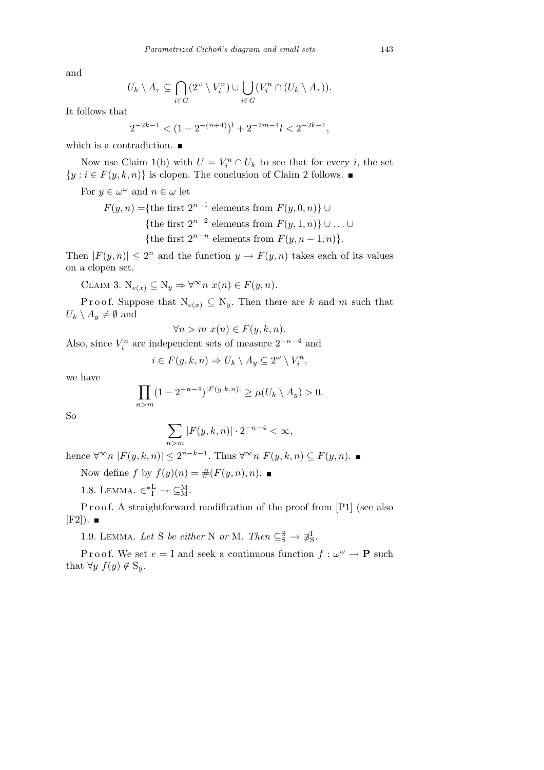and

$$U_k \setminus A_\tau \subseteq \bigcap_{i \in G} (2^\omega \setminus V_i^n) \cup \bigcup_{i \in G} (V_i^n \cap (U_k \setminus A_\tau)).$$

It follows that

$$2^{-2k-1} < (1 - 2^{-(n+4)})^l + 2^{-2m-1} l < 2^{-2k-1},$$

which is a contradiction. ∎

Now use Claim 1(b) with $U = V_i^n \cap U_k$ to see that for every $i$, the set $\{y : i \in F(y,k,n)\}$ is clopen. The conclusion of Claim 2 follows. ∎

For $y \in \omega^\omega$ and $n \in \omega$ let

$$\begin{aligned} F(y,n) = &\{\text{the first } 2^{n-1} \text{ elements from } F(y,0,n)\} \cup \\ &\{\text{the first } 2^{n-2} \text{ elements from } F(y,1,n)\} \cup \ldots \cup \\ &\{\text{the first } 2^{n-n} \text{ elements from } F(y,n-1,n)\}. \end{aligned}$$

Then $|F(y,n)| \le 2^n$ and the function $y \to F(y,n)$ takes each of its values on a clopen set.

Claim 3. $\mathrm{N}_{e(x)} \subseteq \mathrm{N}_y \Rightarrow \forall^\infty n\ x(n) \in F(y,n)$.

*Proof.* Suppose that $\mathrm{N}_{e(x)} \subseteq \mathrm{N}_y$. Then there are $k$ and $m$ such that $U_k \setminus A_y \neq \emptyset$ and

$$\forall n > m\ x(n) \in F(y,k,n).$$

Also, since $V_i^n$ are independent sets of measure $2^{-n-4}$ and

$$i \in F(y,k,n) \Rightarrow U_k \setminus A_y \subseteq 2^\omega \setminus V_i^n,$$

we have

$$\prod_{n>m} (1 - 2^{-n-4})^{|F(y,k,n)|} \ge \mu(U_k \setminus A_y) > 0.$$

So

$$\sum_{n>m} |F(y,k,n)| \cdot 2^{-n-4} < \infty,$$

hence $\forall^\infty n\ |F(y,k,n)| \le 2^{n-k-1}$. Thus $\forall^\infty n\ F(y,k,n) \subseteq F(y,n)$. ∎

Now define $f$ by $f(y)(n) = \#(F(y,n),n)$. ∎

1.8. Lemma. $\in^{*\mathrm{L}}_{\mathrm{I}} \to \subseteq^{\mathrm{M}}_{\mathrm{M}}$.

*Proof.* A straightforward modification of the proof from [P1] (see also [F2]). ∎

1.9. Lemma. *Let* S *be either* N *or* M. *Then* $\subseteq^{\mathrm{S}}_{\mathrm{S}} \to \not\ni^{\mathrm{I}}_{\mathrm{S}}$.

*Proof.* We set $e = \mathrm{I}$ and seek a continuous function $f : \omega^\omega \to \mathbf{P}$ such that $\forall y\ f(y) \notin \mathrm{S}_y$.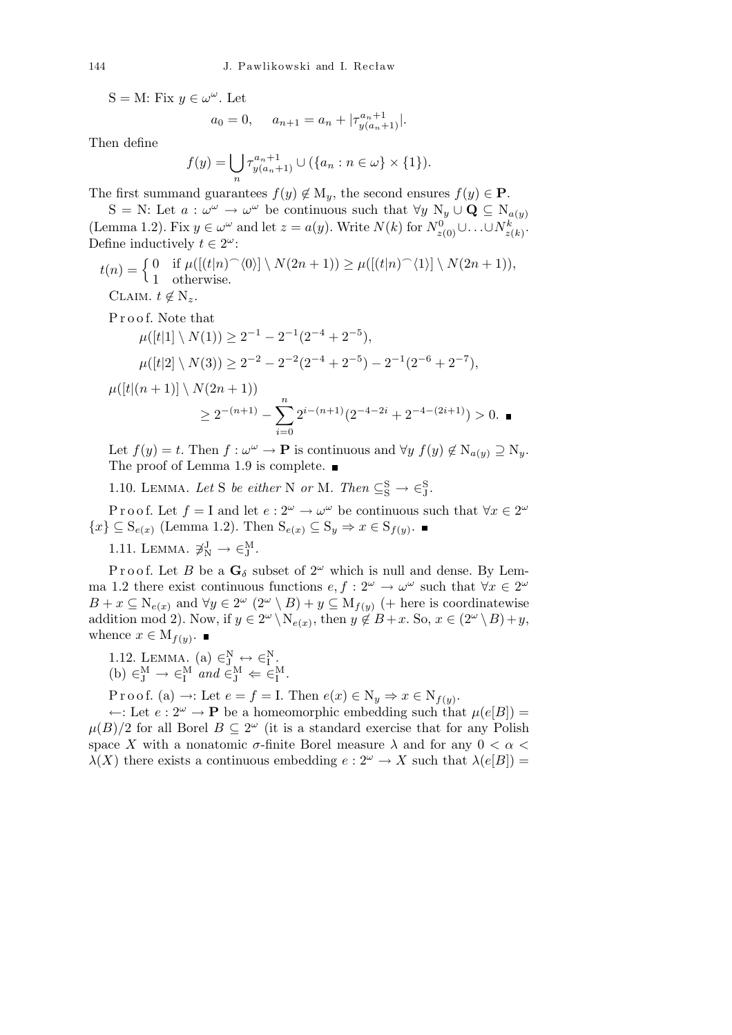$\mathrm{S} = \mathrm{M}$: Fix $y \in \omega^\omega$. Let

$$a_0 = 0, \qquad a_{n+1} = a_n + |\tau^{a_n+1}_{y(a_n+1)}|.$$

Then define

$$f(y) = \bigcup_n \tau^{a_n+1}_{y(a_n+1)} \cup (\{a_n : n \in \omega\} \times \{1\}).$$

The first summand guarantees $f(y) \notin \mathrm{M}_y$, the second ensures $f(y) \in \mathbf{P}$.

$\mathrm{S} = \mathrm{N}$: Let $a : \omega^\omega \to \omega^\omega$ be continuous such that $\forall y\ \mathrm{N}_y \cup \mathbf{Q} \subseteq \mathrm{N}_{a(y)}$ (Lemma 1.2). Fix $y \in \omega^\omega$ and let $z = a(y)$. Write $N(k)$ for $N^0_{z(0)} \cup \ldots \cup N^k_{z(k)}$. Define inductively $t \in 2^\omega$:

$$t(n) = \begin{cases} 0 & \text{if } \mu([(t|n)^\frown\langle 0\rangle] \setminus N(2n+1)) \geq \mu([(t|n)^\frown\langle 1\rangle] \setminus N(2n+1)), \\ 1 & \text{otherwise.} \end{cases}$$

Claim. $t \notin \mathrm{N}_z$.

*Proof.* Note that

$$\mu([t|1] \setminus N(1)) \geq 2^{-1} - 2^{-1}(2^{-4} + 2^{-5}),$$

$$\mu([t|2] \setminus N(3)) \geq 2^{-2} - 2^{-2}(2^{-4} + 2^{-5}) - 2^{-1}(2^{-6} + 2^{-7}),$$

$$\mu([t|(n+1)] \setminus N(2n+1)) \geq 2^{-(n+1)} - \sum_{i=0}^{n} 2^{i-(n+1)}(2^{-4-2i} + 2^{-4-(2i+1)}) > 0. \ \blacksquare$$

Let $f(y) = t$. Then $f : \omega^\omega \to \mathbf{P}$ is continuous and $\forall y\ f(y) \notin \mathrm{N}_{a(y)} \supseteq \mathrm{N}_y$. The proof of Lemma 1.9 is complete. $\blacksquare$

1.10. Lemma. *Let* S *be either* N *or* M. *Then* $\subseteq^{\mathrm{S}}_{\mathrm{S}} \to \in^{\mathrm{S}}_{\mathrm{J}}$.

*Proof.* Let $f = \mathrm{I}$ and let $e : 2^\omega \to \omega^\omega$ be continuous such that $\forall x \in 2^\omega$ $\{x\} \subseteq \mathrm{S}_{e(x)}$ (Lemma 1.2). Then $\mathrm{S}_{e(x)} \subseteq \mathrm{S}_y \Rightarrow x \in \mathrm{S}_{f(y)}$. $\blacksquare$

1.11. Lemma. $\not\ni^{\mathrm{J}}_{\mathrm{N}} \to \in^{\mathrm{M}}_{\mathrm{J}}$.

*Proof.* Let $B$ be a $\mathbf{G}_\delta$ subset of $2^\omega$ which is null and dense. By Lemma 1.2 there exist continuous functions $e, f : 2^\omega \to \omega^\omega$ such that $\forall x \in 2^\omega$ $B + x \subseteq \mathrm{N}_{e(x)}$ and $\forall y \in 2^\omega$ $(2^\omega \setminus B) + y \subseteq \mathrm{M}_{f(y)}$ ($+$ here is coordinatewise addition mod 2). Now, if $y \in 2^\omega \setminus \mathrm{N}_{e(x)}$, then $y \notin B + x$. So, $x \in (2^\omega \setminus B) + y$, whence $x \in \mathrm{M}_{f(y)}$. $\blacksquare$

1.12. Lemma. (a) $\in^{\mathrm{N}}_{\mathrm{J}} \leftrightarrow \in^{\mathrm{N}}_{\mathrm{I}}$.
(b) $\in^{\mathrm{M}}_{\mathrm{J}} \to \in^{\mathrm{M}}_{\mathrm{I}}$ *and* $\in^{\mathrm{M}}_{\mathrm{J}} \Leftarrow \in^{\mathrm{M}}_{\mathrm{I}}$.

*Proof.* (a) $\to$: Let $e = f = \mathrm{I}$. Then $e(x) \in \mathrm{N}_y \Rightarrow x \in \mathrm{N}_{f(y)}$.

$\leftarrow$: Let $e : 2^\omega \to \mathbf{P}$ be a homeomorphic embedding such that $\mu(e[B]) = \mu(B)/2$ for all Borel $B \subseteq 2^\omega$ (it is a standard exercise that for any Polish space $X$ with a nonatomic $\sigma$-finite Borel measure $\lambda$ and for any $0 < \alpha < \lambda(X)$ there exists a continuous embedding $e : 2^\omega \to X$ such that $\lambda(e[B]) =$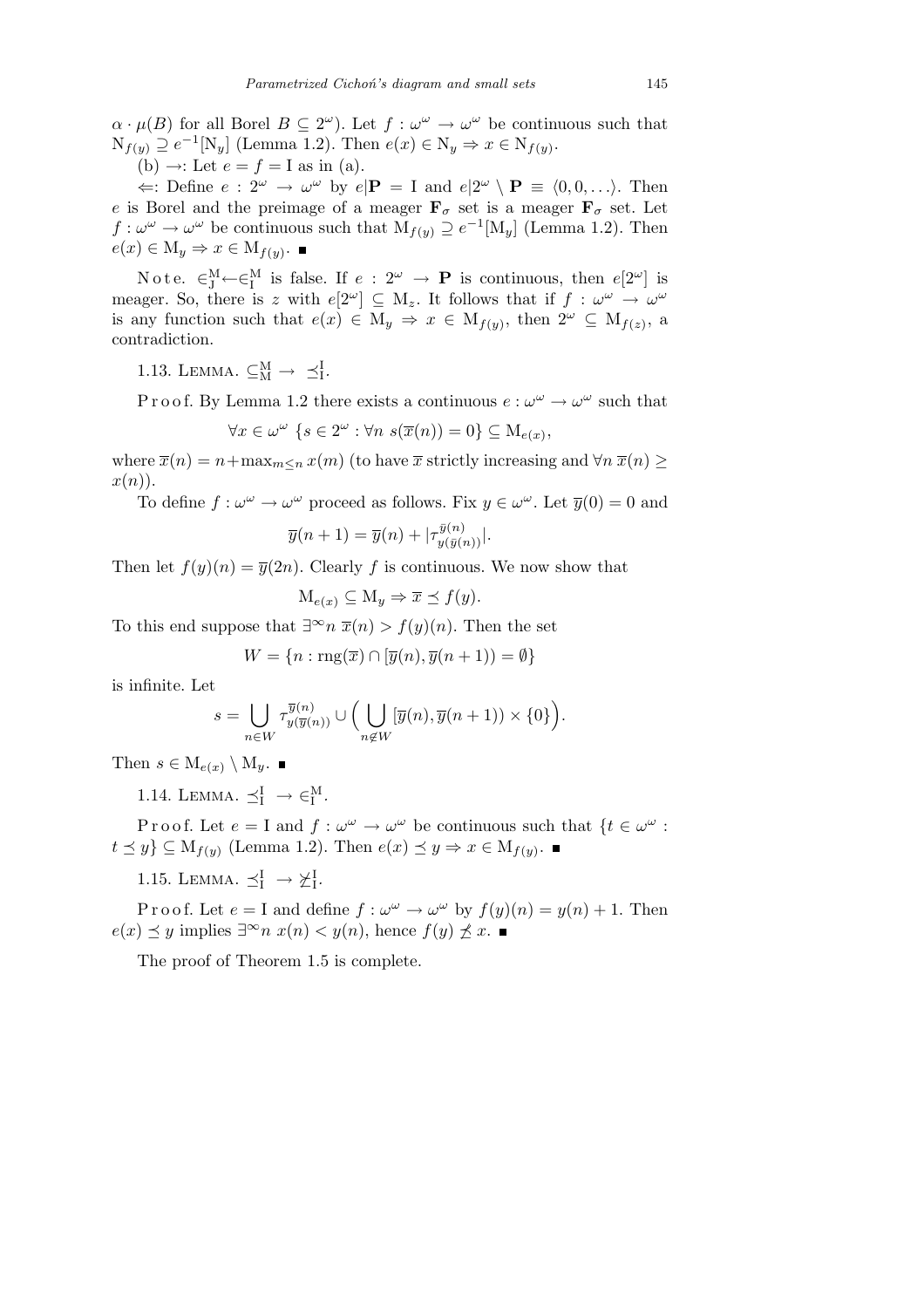$\alpha \cdot \mu(B)$ for all Borel $B \subseteq 2^\omega$). Let $f : \omega^\omega \to \omega^\omega$ be continuous such that $\mathrm{N}_{f(y)} \supseteq e^{-1}[\mathrm{N}_y]$ (Lemma 1.2). Then $e(x) \in \mathrm{N}_y \Rightarrow x \in \mathrm{N}_{f(y)}$.

(b) $\to$: Let $e = f = \mathrm{I}$ as in (a).

$\Leftarrow$: Define $e : 2^\omega \to \omega^\omega$ by $e|\mathbf{P} = \mathrm{I}$ and $e|2^\omega \setminus \mathbf{P} \equiv \langle 0, 0, \ldots \rangle$. Then $e$ is Borel and the preimage of a meager $\mathbf{F}_\sigma$ set is a meager $\mathbf{F}_\sigma$ set. Let $f : \omega^\omega \to \omega^\omega$ be continuous such that $\mathrm{M}_{f(y)} \supseteq e^{-1}[\mathrm{M}_y]$ (Lemma 1.2). Then $e(x) \in \mathrm{M}_y \Rightarrow x \in \mathrm{M}_{f(y)}$. ■

Note. $\in^{\mathrm{M}}_{\mathrm{J}} \leftarrow \in^{\mathrm{M}}_{\mathrm{I}}$ is false. If $e : 2^\omega \to \mathbf{P}$ is continuous, then $e[2^\omega]$ is meager. So, there is $z$ with $e[2^\omega] \subseteq \mathrm{M}_z$. It follows that if $f : \omega^\omega \to \omega^\omega$ is any function such that $e(x) \in \mathrm{M}_y \Rightarrow x \in \mathrm{M}_{f(y)}$, then $2^\omega \subseteq \mathrm{M}_{f(z)}$, a contradiction.

1.13. Lemma. $\subseteq^{\mathrm{M}}_{\mathrm{M}} \to \ \preceq^{\mathrm{I}}_{\mathrm{I}}$.

Proof. By Lemma 1.2 there exists a continuous $e : \omega^\omega \to \omega^\omega$ such that

$$\forall x \in \omega^\omega \ \{s \in 2^\omega : \forall n \ s(\overline{x}(n)) = 0\} \subseteq \mathrm{M}_{e(x)},$$

where $\overline{x}(n) = n + \max_{m \le n} x(m)$ (to have $\overline{x}$ strictly increasing and $\forall n \ \overline{x}(n) \ge x(n)$).

To define $f : \omega^\omega \to \omega^\omega$ proceed as follows. Fix $y \in \omega^\omega$. Let $\overline{y}(0) = 0$ and

$$\overline{y}(n+1) = \overline{y}(n) + |\tau^{\overline{y}(n)}_{y(\overline{y}(n))}|.$$

Then let $f(y)(n) = \overline{y}(2n)$. Clearly $f$ is continuous. We now show that

$$\mathrm{M}_{e(x)} \subseteq \mathrm{M}_y \Rightarrow \overline{x} \preceq f(y).$$

To this end suppose that $\exists^\infty n \ \overline{x}(n) > f(y)(n)$. Then the set

$$W = \{n : \mathrm{rng}(\overline{x}) \cap [\overline{y}(n), \overline{y}(n+1)) = \emptyset\}$$

is infinite. Let

$$s = \bigcup_{n \in W} \tau^{\overline{y}(n)}_{y(\overline{y}(n))} \cup \Big( \bigcup_{n \notin W} [\overline{y}(n), \overline{y}(n+1)) \times \{0\} \Big).$$

Then $s \in \mathrm{M}_{e(x)} \setminus \mathrm{M}_y$. ■

1.14. Lemma. $\preceq^{\mathrm{I}}_{\mathrm{I}} \ \to \in^{\mathrm{M}}_{\mathrm{I}}$.

Proof. Let $e = \mathrm{I}$ and $f : \omega^\omega \to \omega^\omega$ be continuous such that $\{t \in \omega^\omega : t \preceq y\} \subseteq \mathrm{M}_{f(y)}$ (Lemma 1.2). Then $e(x) \preceq y \Rightarrow x \in \mathrm{M}_{f(y)}$. ■

1.15. Lemma. $\preceq^{\mathrm{I}}_{\mathrm{I}} \ \to \ \not\succeq^{\mathrm{I}}_{\mathrm{I}}$.

Proof. Let $e = \mathrm{I}$ and define $f : \omega^\omega \to \omega^\omega$ by $f(y)(n) = y(n) + 1$. Then $e(x) \preceq y$ implies $\exists^\infty n \ x(n) < y(n)$, hence $f(y) \not\preceq x$. ■

The proof of Theorem 1.5 is complete.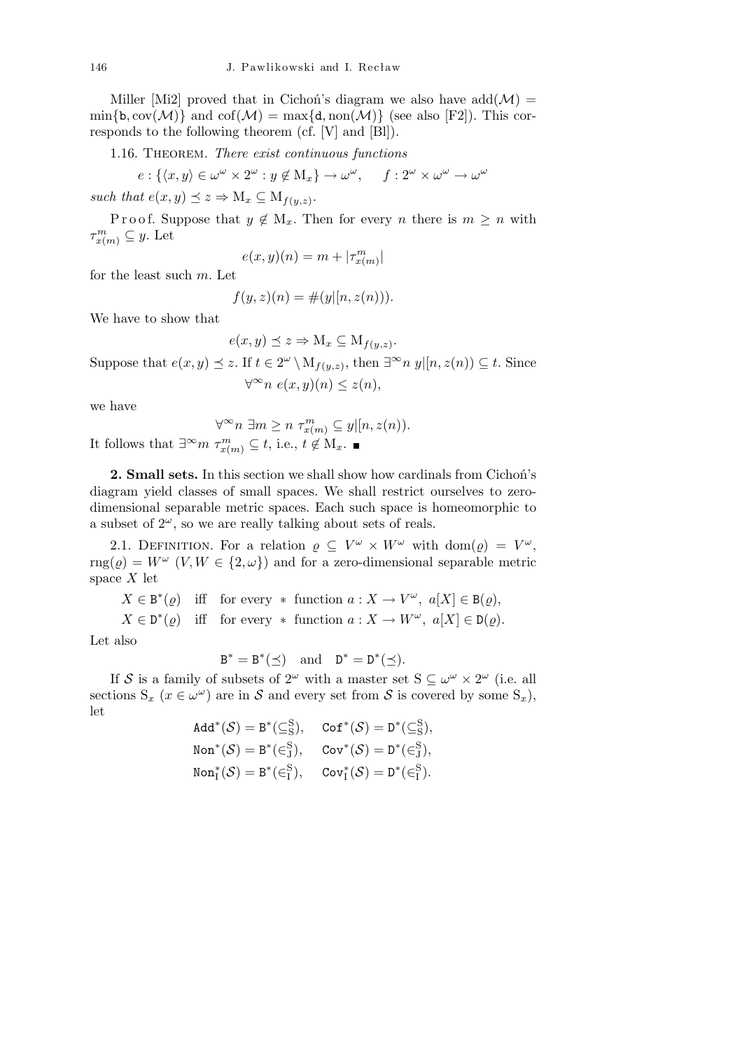Miller [Mi2] proved that in Cichoń's diagram we also have $\mathrm{add}(\mathcal{M}) = \min\{\mathfrak{b}, \mathrm{cov}(\mathcal{M})\}$ and $\mathrm{cof}(\mathcal{M}) = \max\{\mathfrak{d}, \mathrm{non}(\mathcal{M})\}$ (see also [F2]). This corresponds to the following theorem (cf. [V] and [Bl]).

1.16. Theorem. *There exist continuous functions*

$$e : \{\langle x, y\rangle \in \omega^\omega \times 2^\omega : y \notin \mathrm{M}_x\} \to \omega^\omega, \qquad f : 2^\omega \times \omega^\omega \to \omega^\omega$$

*such that* $e(x, y) \preceq z \Rightarrow \mathrm{M}_x \subseteq \mathrm{M}_{f(y,z)}$.

Proof. Suppose that $y \notin \mathrm{M}_x$. Then for every $n$ there is $m \geq n$ with $\tau^m_{x(m)} \subseteq y$. Let

$$e(x, y)(n) = m + |\tau^m_{x(m)}|$$

for the least such $m$. Let

$$f(y, z)(n) = \#(y|[n, z(n))).$$

We have to show that

$$e(x, y) \preceq z \Rightarrow \mathrm{M}_x \subseteq \mathrm{M}_{f(y,z)}.$$

Suppose that $e(x, y) \preceq z$. If $t \in 2^\omega \setminus \mathrm{M}_{f(y,z)}$, then $\exists^\infty n\ y|[n, z(n)) \subseteq t$. Since

$$\forall^\infty n\ e(x, y)(n) \leq z(n),$$

we have

$$\forall^\infty n\ \exists m \geq n\ \tau^m_{x(m)} \subseteq y|[n, z(n)).$$

It follows that $\exists^\infty m\ \tau^m_{x(m)} \subseteq t$, i.e., $t \notin \mathrm{M}_x$. ∎

**2. Small sets.** In this section we shall show how cardinals from Cichoń's diagram yield classes of small spaces. We shall restrict ourselves to zero-dimensional separable metric spaces. Each such space is homeomorphic to a subset of $2^\omega$, so we are really talking about sets of reals.

2.1. Definition. For a relation $\varrho \subseteq V^\omega \times W^\omega$ with $\mathrm{dom}(\varrho) = V^\omega$, $\mathrm{rng}(\varrho) = W^\omega$ $(V, W \in \{2, \omega\})$ and for a zero-dimensional separable metric space $X$ let

$$X \in \mathtt{B}^*(\varrho) \quad \text{iff} \quad \text{for every } * \text{ function } a : X \to V^\omega,\ a[X] \in \mathtt{B}(\varrho),$$

$$X \in \mathtt{D}^*(\varrho) \quad \text{iff} \quad \text{for every } * \text{ function } a : X \to W^\omega,\ a[X] \in \mathtt{D}(\varrho).$$

Let also

$$\mathtt{B}^* = \mathtt{B}^*(\preceq) \quad \text{and} \quad \mathtt{D}^* = \mathtt{D}^*(\preceq).$$

If $\mathcal{S}$ is a family of subsets of $2^\omega$ with a master set $\mathrm{S} \subseteq \omega^\omega \times 2^\omega$ (i.e. all sections $\mathrm{S}_x$ $(x \in \omega^\omega)$ are in $\mathcal{S}$ and every set from $\mathcal{S}$ is covered by some $\mathrm{S}_x$), let

$$\mathtt{Add}^*(\mathcal{S}) = \mathtt{B}^*(\subseteq^{\mathrm{S}}_{\mathrm{S}}), \quad \mathtt{Cof}^*(\mathcal{S}) = \mathtt{D}^*(\subseteq^{\mathrm{S}}_{\mathrm{S}}),$$

$$\mathtt{Non}^*(\mathcal{S}) = \mathtt{B}^*(\in^{\mathrm{S}}_{\mathrm{J}}), \quad \mathtt{Cov}^*(\mathcal{S}) = \mathtt{D}^*(\in^{\mathrm{S}}_{\mathrm{J}}),$$

$$\mathtt{Non}^*_{\mathrm{I}}(\mathcal{S}) = \mathtt{B}^*(\in^{\mathrm{S}}_{\mathrm{I}}), \quad \mathtt{Cov}^*_{\mathrm{I}}(\mathcal{S}) = \mathtt{D}^*(\in^{\mathrm{S}}_{\mathrm{I}}).$$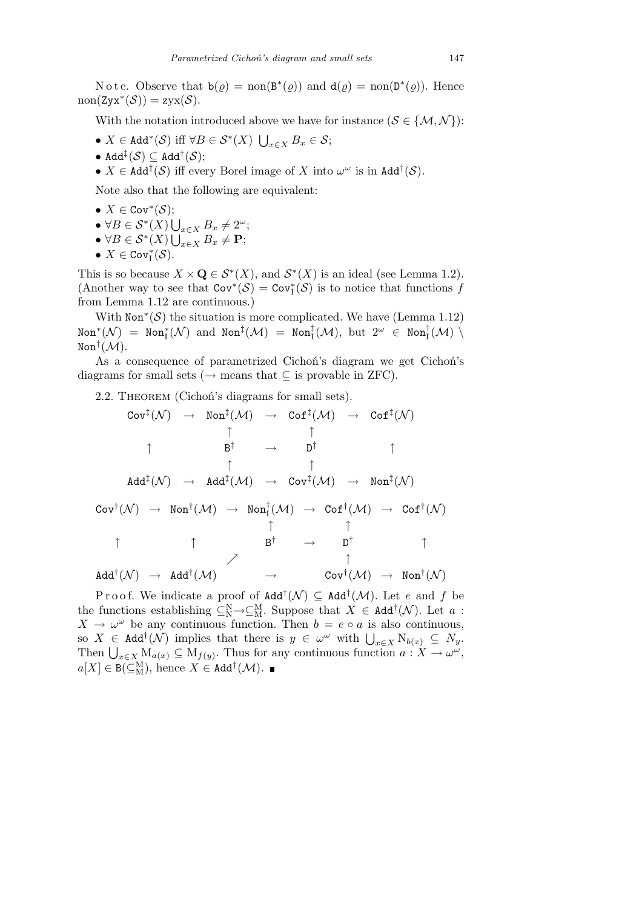Note. Observe that $\mathfrak{b}(\varrho) = \mathrm{non}(\mathtt{B}^*(\varrho))$ and $\mathfrak{d}(\varrho) = \mathrm{non}(\mathtt{D}^*(\varrho))$. Hence $\mathrm{non}(\mathtt{Zyx}^*(\mathcal{S})) = \mathrm{zyx}(\mathcal{S})$.

With the notation introduced above we have for instance ($\mathcal{S} \in \{\mathcal{M}, \mathcal{N}\}$):

- $X \in \mathtt{Add}^*(\mathcal{S})$ iff $\forall B \in \mathcal{S}^*(X)\ \bigcup_{x\in X} B_x \in \mathcal{S}$;
- $\mathtt{Add}^\ddagger(\mathcal{S}) \subseteq \mathtt{Add}^\dagger(\mathcal{S})$;
- $X \in \mathtt{Add}^\ddagger(\mathcal{S})$ iff every Borel image of $X$ into $\omega^\omega$ is in $\mathtt{Add}^\dagger(\mathcal{S})$.

Note also that the following are equivalent:

- $X \in \mathtt{Cov}^*(\mathcal{S})$;
- $\forall B \in \mathcal{S}^*(X) \bigcup_{x\in X} B_x \neq 2^\omega$;
- $\forall B \in \mathcal{S}^*(X) \bigcup_{x\in X} B_x \neq \mathbf{P}$;
- $X \in \mathtt{Cov}^*_{\mathrm{I}}(\mathcal{S})$.

This is so because $X \times \mathbf{Q} \in \mathcal{S}^*(X)$, and $\mathcal{S}^*(X)$ is an ideal (see Lemma 1.2). (Another way to see that $\mathtt{Cov}^*(\mathcal{S}) = \mathtt{Cov}^*_{\mathrm{I}}(\mathcal{S})$ is to notice that functions $f$ from Lemma 1.12 are continuous.)

With $\mathtt{Non}^*(\mathcal{S})$ the situation is more complicated. We have (Lemma 1.12) $\mathtt{Non}^*(\mathcal{N}) = \mathtt{Non}^*_{\mathrm{I}}(\mathcal{N})$ and $\mathtt{Non}^\ddagger(\mathcal{M}) = \mathtt{Non}^\ddagger_{\mathrm{I}}(\mathcal{M})$, but $2^\omega \in \mathtt{Non}^\dagger_{\mathrm{I}}(\mathcal{M}) \setminus \mathtt{Non}^\dagger(\mathcal{M})$.

As a consequence of parametrized Cichoń's diagram we get Cichoń's diagrams for small sets ($\rightarrow$ means that $\subseteq$ is provable in ZFC).

2.2. Theorem (Cichoń's diagrams for small sets).

$$
\begin{array}{ccccccc}
\mathtt{Cov}^\ddagger(\mathcal{N}) & \rightarrow & \mathtt{Non}^\ddagger(\mathcal{M}) & \rightarrow & \mathtt{Cof}^\ddagger(\mathcal{M}) & \rightarrow & \mathtt{Cof}^\ddagger(\mathcal{N}) \\
 & & \uparrow & & \uparrow & & \\
\uparrow & & \mathtt{B}^\ddagger & \rightarrow & \mathtt{D}^\ddagger & & \uparrow \\
 & & \uparrow & & \uparrow & & \\
\mathtt{Add}^\ddagger(\mathcal{N}) & \rightarrow & \mathtt{Add}^\ddagger(\mathcal{M}) & \rightarrow & \mathtt{Cov}^\ddagger(\mathcal{M}) & \rightarrow & \mathtt{Non}^\ddagger(\mathcal{N})
\end{array}
$$

$$
\begin{array}{ccccccccc}
\mathtt{Cov}^\dagger(\mathcal{N}) & \rightarrow & \mathtt{Non}^\dagger(\mathcal{M}) & \rightarrow & \mathtt{Non}^\dagger_{\mathrm{I}}(\mathcal{M}) & \rightarrow & \mathtt{Cof}^\dagger(\mathcal{M}) & \rightarrow & \mathtt{Cof}^\dagger(\mathcal{N}) \\
 & & & & \uparrow & & \uparrow & & \\
\uparrow & & \uparrow & & \mathtt{B}^\dagger & \rightarrow & \mathtt{D}^\dagger & & \uparrow \\
 & & & \nearrow & & & \uparrow & & \\
\mathtt{Add}^\dagger(\mathcal{N}) & \rightarrow & \mathtt{Add}^\dagger(\mathcal{M}) & & \rightarrow & & \mathtt{Cov}^\dagger(\mathcal{M}) & \rightarrow & \mathtt{Non}^\dagger(\mathcal{N})
\end{array}
$$

Proof. We indicate a proof of $\mathtt{Add}^\dagger(\mathcal{N}) \subseteq \mathtt{Add}^\dagger(\mathcal{M})$. Let $e$ and $f$ be the functions establishing $\subseteq^{\mathrm{N}}_{\mathrm{N}} \rightarrow \subseteq^{\mathrm{M}}_{\mathrm{M}}$. Suppose that $X \in \mathtt{Add}^\dagger(\mathcal{N})$. Let $a : X \rightarrow \omega^\omega$ be any continuous function. Then $b = e \circ a$ is also continuous, so $X \in \mathtt{Add}^\dagger(\mathcal{N})$ implies that there is $y \in \omega^\omega$ with $\bigcup_{x\in X} \mathrm{N}_{b(x)} \subseteq N_y$. Then $\bigcup_{x\in X} \mathrm{M}_{a(x)} \subseteq \mathrm{M}_{f(y)}$. Thus for any continuous function $a : X \rightarrow \omega^\omega$, $a[X] \in \mathtt{B}(\subseteq^{\mathrm{M}}_{\mathrm{M}})$, hence $X \in \mathtt{Add}^\dagger(\mathcal{M})$. ∎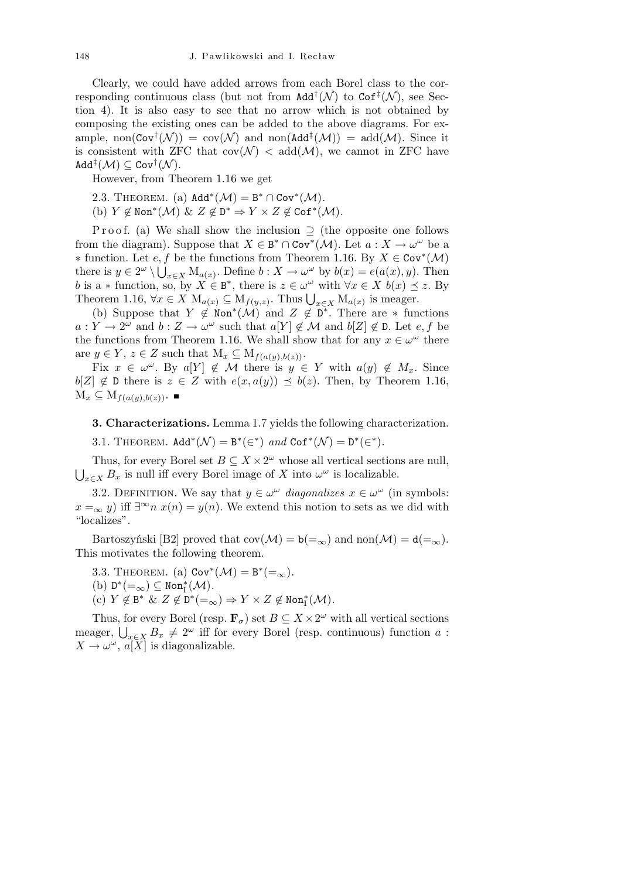Clearly, we could have added arrows from each Borel class to the corresponding continuous class (but not from $\mathtt{Add}^\dagger(\mathcal{N})$ to $\mathtt{Cof}^\ddagger(\mathcal{N})$, see Section 4). It is also easy to see that no arrow which is not obtained by composing the existing ones can be added to the above diagrams. For example, $\operatorname{non}(\mathtt{Cov}^\dagger(\mathcal{N})) = \operatorname{cov}(\mathcal{N})$ and $\operatorname{non}(\mathtt{Add}^\ddagger(\mathcal{M})) = \operatorname{add}(\mathcal{M})$. Since it is consistent with ZFC that $\operatorname{cov}(\mathcal{N}) < \operatorname{add}(\mathcal{M})$, we cannot in ZFC have $\mathtt{Add}^\ddagger(\mathcal{M}) \subseteq \mathtt{Cov}^\dagger(\mathcal{N})$.

However, from Theorem 1.16 we get

2.3. Theorem. (a) $\mathtt{Add}^*(\mathcal{M}) = \mathtt{B}^* \cap \mathtt{Cov}^*(\mathcal{M})$.

(b) $Y \notin \mathtt{Non}^*(\mathcal{M})$ & $Z \notin \mathtt{D}^* \Rightarrow Y \times Z \notin \mathtt{Cof}^*(\mathcal{M})$.

Proof. (a) We shall show the inclusion $\supseteq$ (the opposite one follows from the diagram). Suppose that $X \in \mathtt{B}^* \cap \mathtt{Cov}^*(\mathcal{M})$. Let $a : X \to \omega^\omega$ be a $*$ function. Let $e, f$ be the functions from Theorem 1.16. By $X \in \mathtt{Cov}^*(\mathcal{M})$ there is $y \in 2^\omega \setminus \bigcup_{x\in X} \mathrm{M}_{a(x)}$. Define $b : X \to \omega^\omega$ by $b(x) = e(a(x), y)$. Then $b$ is a $*$ function, so, by $X \in \mathtt{B}^*$, there is $z \in \omega^\omega$ with $\forall x \in X\ b(x) \preceq z$. By Theorem 1.16, $\forall x \in X\ \mathrm{M}_{a(x)} \subseteq \mathrm{M}_{f(y,z)}$. Thus $\bigcup_{x\in X} \mathrm{M}_{a(x)}$ is meager.

(b) Suppose that $Y \notin \mathtt{Non}^*(\mathcal{M})$ and $Z \notin \mathtt{D}^*$. There are $*$ functions $a : Y \to 2^\omega$ and $b : Z \to \omega^\omega$ such that $a[Y] \notin \mathcal{M}$ and $b[Z] \notin \mathtt{D}$. Let $e, f$ be the functions from Theorem 1.16. We shall show that for any $x \in \omega^\omega$ there are $y \in Y$, $z \in Z$ such that $\mathrm{M}_x \subseteq \mathrm{M}_{f(a(y),b(z))}$.

Fix $x \in \omega^\omega$. By $a[Y] \notin \mathcal{M}$ there is $y \in Y$ with $a(y) \notin M_x$. Since $b[Z] \notin \mathtt{D}$ there is $z \in Z$ with $e(x, a(y)) \preceq b(z)$. Then, by Theorem 1.16, $\mathrm{M}_x \subseteq \mathrm{M}_{f(a(y),b(z))}$. ■

**3. Characterizations.** Lemma 1.7 yields the following characterization.

3.1. Theorem. $\mathtt{Add}^*(\mathcal{N}) = \mathtt{B}^*(\in^*)$ *and* $\mathtt{Cof}^*(\mathcal{N}) = \mathtt{D}^*(\in^*)$.

Thus, for every Borel set $B \subseteq X \times 2^\omega$ whose all vertical sections are null, $\bigcup_{x\in X} B_x$ is null iff every Borel image of $X$ into $\omega^\omega$ is localizable.

3.2. Definition. We say that $y \in \omega^\omega$ *diagonalizes* $x \in \omega^\omega$ (in symbols: $x =_\infty y$) iff $\exists^\infty n\ x(n) = y(n)$. We extend this notion to sets as we did with "localizes".

Bartoszyński [B2] proved that $\operatorname{cov}(\mathcal{M}) = \mathfrak{b}(=_\infty)$ and $\operatorname{non}(\mathcal{M}) = \mathfrak{d}(=_\infty)$. This motivates the following theorem.

3.3. Theorem. (a) $\mathtt{Cov}^*(\mathcal{M}) = \mathtt{B}^*(=_\infty)$.

(b) $\mathtt{D}^*(=_\infty) \subseteq \mathtt{Non}^*_{\mathrm{I}}(\mathcal{M})$.

(c) $Y \notin \mathtt{B}^*$ & $Z \notin \mathtt{D}^*(=_\infty) \Rightarrow Y \times Z \notin \mathtt{Non}^*_{\mathrm{I}}(\mathcal{M})$.

Thus, for every Borel (resp. $\mathbf{F}_\sigma$) set $B \subseteq X \times 2^\omega$ with all vertical sections meager, $\bigcup_{x\in X} B_x \neq 2^\omega$ iff for every Borel (resp. continuous) function $a : X \to \omega^\omega$, $a[X]$ is diagonalizable.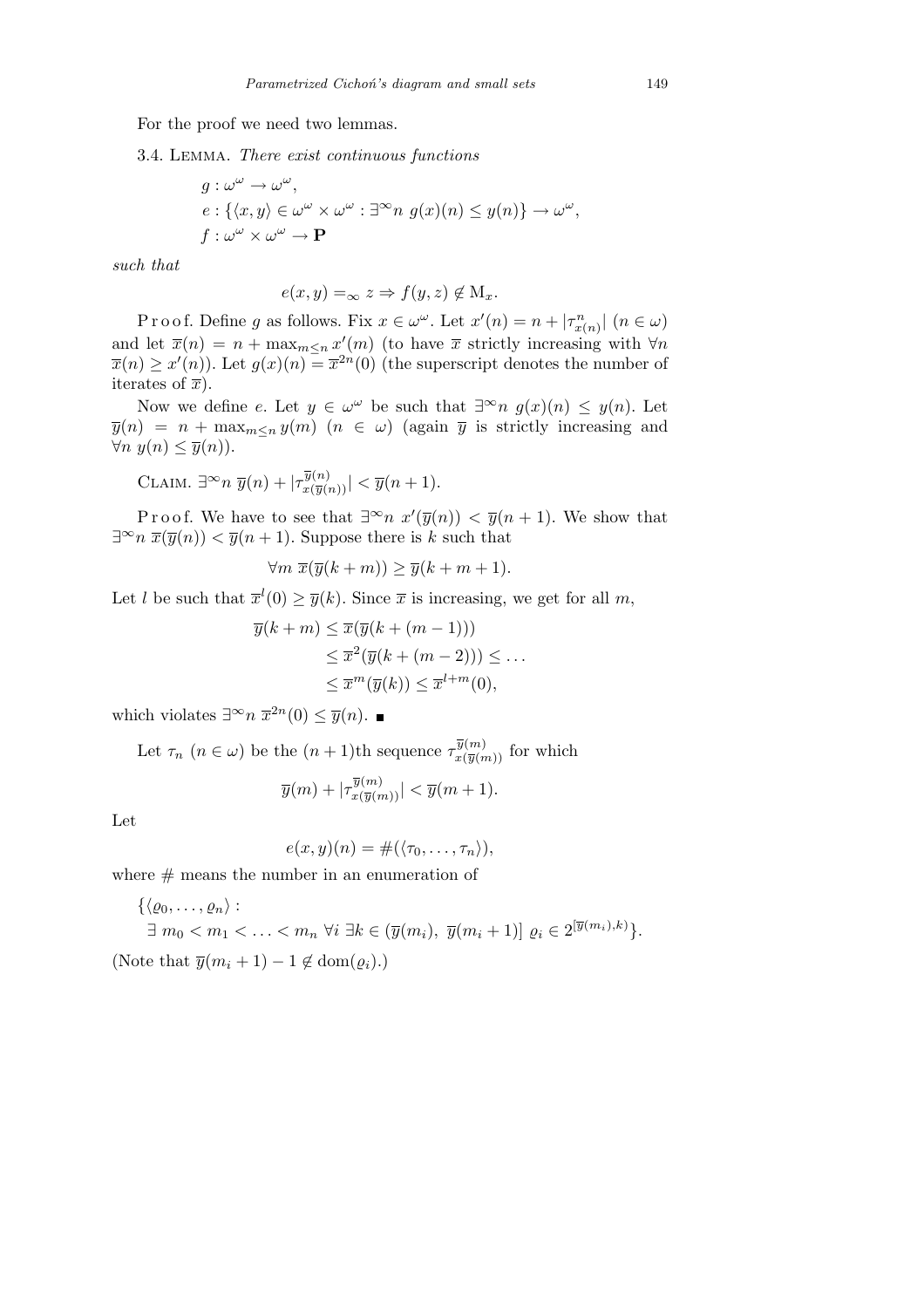For the proof we need two lemmas.

3.4. Lemma. *There exist continuous functions*

$$
\begin{aligned}
&g : \omega^\omega \to \omega^\omega,\\
&e : \{\langle x, y\rangle \in \omega^\omega \times \omega^\omega : \exists^\infty n \ g(x)(n) \le y(n)\} \to \omega^\omega,\\
&f : \omega^\omega \times \omega^\omega \to \mathbf{P}
\end{aligned}
$$

*such that*

$$
e(x, y) =_\infty z \Rightarrow f(y, z) \notin \mathrm{M}_x.
$$

Proof. Define $g$ as follows. Fix $x \in \omega^\omega$. Let $x'(n) = n + |\tau^n_{x(n)}|$ $(n \in \omega)$ and let $\overline{x}(n) = n + \max_{m\le n} x'(m)$ (to have $\overline{x}$ strictly increasing with $\forall n$ $\overline{x}(n) \ge x'(n)$). Let $g(x)(n) = \overline{x}^{2n}(0)$ (the superscript denotes the number of iterates of $\overline{x}$).

Now we define $e$. Let $y \in \omega^\omega$ be such that $\exists^\infty n \ g(x)(n) \le y(n)$. Let $\overline{y}(n) = n + \max_{m\le n} y(m)$ $(n \in \omega)$ (again $\overline{y}$ is strictly increasing and $\forall n \ y(n) \le \overline{y}(n)$).

Claim. $\exists^\infty n \ \overline{y}(n) + |\tau^{\overline{y}(n)}_{x(\overline{y}(n))}| < \overline{y}(n + 1)$.

Proof. We have to see that $\exists^\infty n \ x'(\overline{y}(n)) < \overline{y}(n + 1)$. We show that $\exists^\infty n \ \overline{x}(\overline{y}(n)) < \overline{y}(n + 1)$. Suppose there is $k$ such that

$$
\forall m \ \overline{x}(\overline{y}(k + m)) \ge \overline{y}(k + m + 1).
$$

Let $l$ be such that $\overline{x}^l(0) \ge \overline{y}(k)$. Since $\overline{x}$ is increasing, we get for all $m$,

$$
\begin{aligned}
\overline{y}(k + m) &\le \overline{x}(\overline{y}(k + (m - 1)))\\
&\le \overline{x}^2(\overline{y}(k + (m - 2))) \le \ldots\\
&\le \overline{x}^m(\overline{y}(k)) \le \overline{x}^{l+m}(0),
\end{aligned}
$$

which violates $\exists^\infty n \ \overline{x}^{2n}(0) \le \overline{y}(n)$. ■

Let $\tau_n$ $(n \in \omega)$ be the $(n+1)$th sequence $\tau^{\overline{y}(m)}_{x(\overline{y}(m))}$ for which

$$
\overline{y}(m) + |\tau^{\overline{y}(m)}_{x(\overline{y}(m))}| < \overline{y}(m + 1).
$$

Let

$$
e(x, y)(n) = \#(\langle \tau_0, \ldots, \tau_n\rangle),
$$

where $\#$ means the number in an enumeration of

$$
\{\langle \varrho_0, \ldots, \varrho_n\rangle :\ \exists\ m_0 < m_1 < \ldots < m_n \ \forall i \ \exists k \in (\overline{y}(m_i),\ \overline{y}(m_i + 1)] \ \varrho_i \in 2^{[\overline{y}(m_i), k)}\}.
$$

(Note that $\overline{y}(m_i + 1) - 1 \notin \mathrm{dom}(\varrho_i)$.)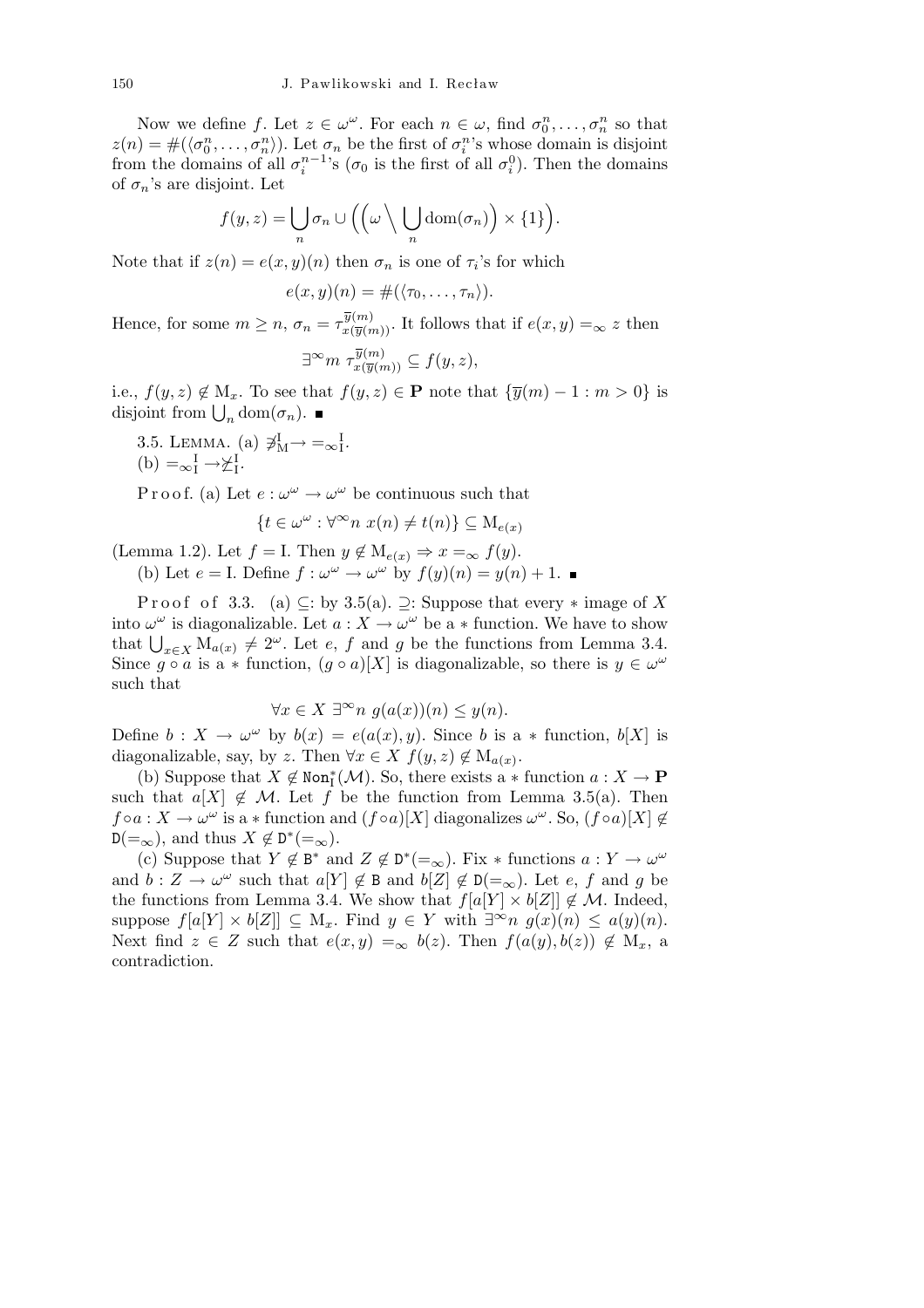Now we define $f$. Let $z \in \omega^\omega$. For each $n \in \omega$, find $\sigma_0^n, \ldots, \sigma_n^n$ so that $z(n) = \#(\langle \sigma_0^n, \ldots, \sigma_n^n \rangle)$. Let $\sigma_n$ be the first of $\sigma_i^n$'s whose domain is disjoint from the domains of all $\sigma_i^{n-1}$'s ($\sigma_0$ is the first of all $\sigma_i^0$). Then the domains of $\sigma_n$'s are disjoint. Let

$$f(y,z) = \bigcup_n \sigma_n \cup \Big( \Big( \omega \setminus \bigcup_n \mathrm{dom}(\sigma_n) \Big) \times \{1\} \Big).$$

Note that if $z(n) = e(x,y)(n)$ then $\sigma_n$ is one of $\tau_i$'s for which

$$e(x,y)(n) = \#(\langle \tau_0, \ldots, \tau_n \rangle).$$

Hence, for some $m \geq n$, $\sigma_n = \tau_{x(\overline{y}(m))}^{\overline{y}(m)}$. It follows that if $e(x,y) =_\infty z$ then

$$\exists^\infty m \ \tau_{x(\overline{y}(m))}^{\overline{y}(m)} \subseteq f(y,z),$$

i.e., $f(y,z) \notin \mathrm{M}_x$. To see that $f(y,z) \in \mathbf{P}$ note that $\{\overline{y}(m) - 1 : m > 0\}$ is disjoint from $\bigcup_n \mathrm{dom}(\sigma_n)$. ∎

3.5. Lemma. (a) $\not\ni_{\mathrm{M}}^{\mathrm{I}} \rightarrow =_{\infty}{}_{\mathrm{I}}^{\mathrm{I}}$.
(b) $=_{\infty}{}_{\mathrm{I}}^{\mathrm{I}} \rightarrow \not\geq_{\mathrm{I}}^{\mathrm{I}}$.

Proof. (a) Let $e : \omega^\omega \to \omega^\omega$ be continuous such that

$$\{t \in \omega^\omega : \forall^\infty n \ x(n) \neq t(n)\} \subseteq \mathrm{M}_{e(x)}$$

(Lemma 1.2). Let $f = \mathrm{I}$. Then $y \notin \mathrm{M}_{e(x)} \Rightarrow x =_\infty f(y)$.

(b) Let $e = \mathrm{I}$. Define $f : \omega^\omega \to \omega^\omega$ by $f(y)(n) = y(n) + 1$. ∎

Proof of 3.3. (a) $\subseteq$: by 3.5(a). $\supseteq$: Suppose that every $*$ image of $X$ into $\omega^\omega$ is diagonalizable. Let $a : X \to \omega^\omega$ be a $*$ function. We have to show that $\bigcup_{x \in X} \mathrm{M}_{a(x)} \neq 2^\omega$. Let $e$, $f$ and $g$ be the functions from Lemma 3.4. Since $g \circ a$ is a $*$ function, $(g \circ a)[X]$ is diagonalizable, so there is $y \in \omega^\omega$ such that

$$\forall x \in X \ \exists^\infty n \ g(a(x))(n) \leq y(n).$$

Define $b : X \to \omega^\omega$ by $b(x) = e(a(x), y)$. Since $b$ is a $*$ function, $b[X]$ is diagonalizable, say, by $z$. Then $\forall x \in X \ f(y,z) \notin \mathrm{M}_{a(x)}$.

(b) Suppose that $X \notin \mathtt{Non}_{\mathrm{I}}^*(\mathcal{M})$. So, there exists a $*$ function $a : X \to \mathbf{P}$ such that $a[X] \notin \mathcal{M}$. Let $f$ be the function from Lemma 3.5(a). Then $f \circ a : X \to \omega^\omega$ is a $*$ function and $(f \circ a)[X]$ diagonalizes $\omega^\omega$. So, $(f \circ a)[X] \notin \mathtt{D}(=_\infty)$, and thus $X \notin \mathtt{D}^*(=_\infty)$.

(c) Suppose that $Y \notin \mathtt{B}^*$ and $Z \notin \mathtt{D}^*(=_\infty)$. Fix $*$ functions $a : Y \to \omega^\omega$ and $b : Z \to \omega^\omega$ such that $a[Y] \notin \mathtt{B}$ and $b[Z] \notin \mathtt{D}(=_\infty)$. Let $e$, $f$ and $g$ be the functions from Lemma 3.4. We show that $f[a[Y] \times b[Z]] \notin \mathcal{M}$. Indeed, suppose $f[a[Y] \times b[Z]] \subseteq \mathrm{M}_x$. Find $y \in Y$ with $\exists^\infty n \ g(x)(n) \leq a(y)(n)$. Next find $z \in Z$ such that $e(x,y) =_\infty b(z)$. Then $f(a(y), b(z)) \notin \mathrm{M}_x$, a contradiction.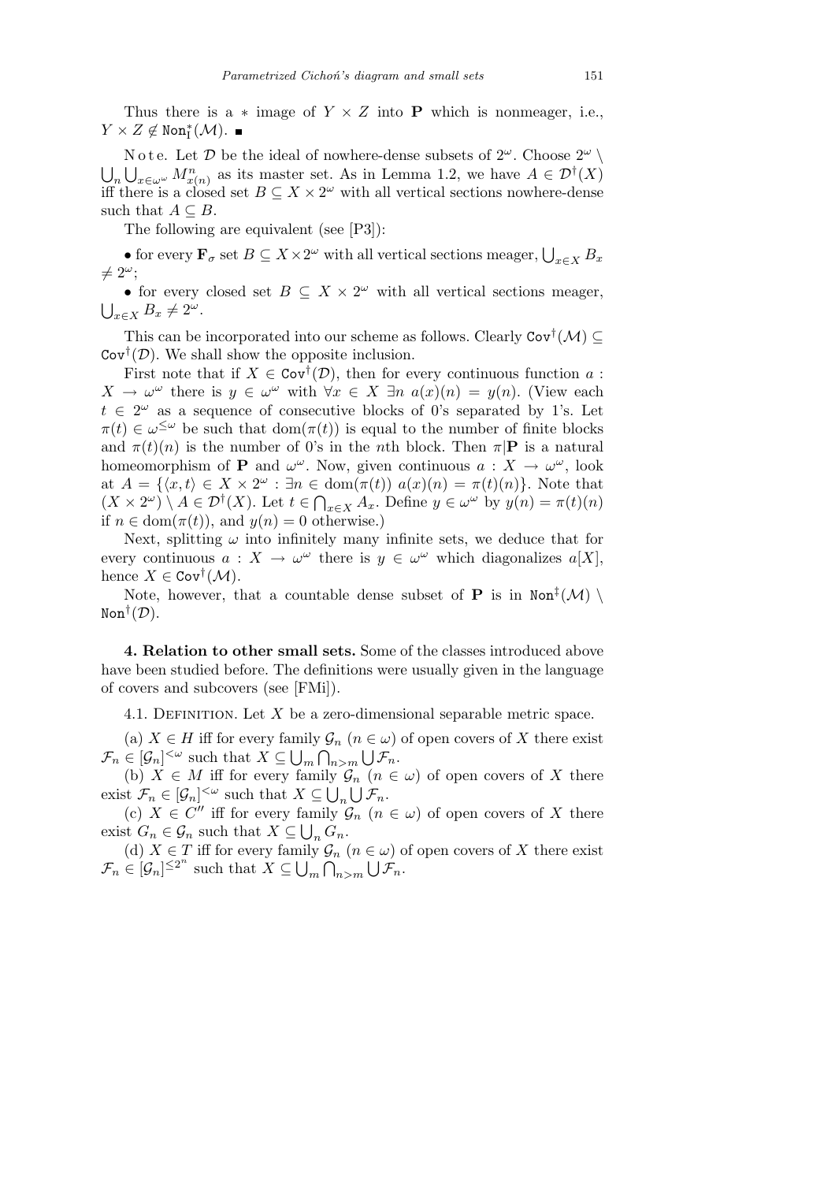Thus there is a $*$ image of $Y \times Z$ into $\mathbf{P}$ which is nonmeager, i.e., $Y \times Z \notin \mathtt{Non}^*_{\mathtt{I}}(\mathcal{M})$. ■

N o t e. Let $\mathcal{D}$ be the ideal of nowhere-dense subsets of $2^\omega$. Choose $2^\omega \setminus \bigcup_n \bigcup_{x\in\omega^\omega} M^n_{x(n)}$ as its master set. As in Lemma 1.2, we have $A \in \mathcal{D}^\dagger(X)$ iff there is a closed set $B \subseteq X \times 2^\omega$ with all vertical sections nowhere-dense such that $A \subseteq B$.

The following are equivalent (see [P3]):

- for every $\mathbf{F}_\sigma$ set $B \subseteq X \times 2^\omega$ with all vertical sections meager, $\bigcup_{x\in X} B_x \neq 2^\omega$;
- for every closed set $B \subseteq X \times 2^\omega$ with all vertical sections meager, $\bigcup_{x\in X} B_x \neq 2^\omega$.

This can be incorporated into our scheme as follows. Clearly $\mathtt{Cov}^\dagger(\mathcal{M}) \subseteq \mathtt{Cov}^\dagger(\mathcal{D})$. We shall show the opposite inclusion.

First note that if $X \in \mathtt{Cov}^\dagger(\mathcal{D})$, then for every continuous function $a : X \to \omega^\omega$ there is $y \in \omega^\omega$ with $\forall x \in X\ \exists n\ a(x)(n) = y(n)$. (View each $t \in 2^\omega$ as a sequence of consecutive blocks of 0's separated by 1's. Let $\pi(t) \in \omega^{\leq\omega}$ be such that $\mathrm{dom}(\pi(t))$ is equal to the number of finite blocks and $\pi(t)(n)$ is the number of 0's in the $n$th block. Then $\pi|\mathbf{P}$ is a natural homeomorphism of $\mathbf{P}$ and $\omega^\omega$. Now, given continuous $a : X \to \omega^\omega$, look at $A = \{\langle x, t\rangle \in X \times 2^\omega : \exists n \in \mathrm{dom}(\pi(t))\ a(x)(n) = \pi(t)(n)\}$. Note that $(X \times 2^\omega) \setminus A \in \mathcal{D}^\dagger(X)$. Let $t \in \bigcap_{x\in X} A_x$. Define $y \in \omega^\omega$ by $y(n) = \pi(t)(n)$ if $n \in \mathrm{dom}(\pi(t))$, and $y(n) = 0$ otherwise.)

Next, splitting $\omega$ into infinitely many infinite sets, we deduce that for every continuous $a : X \to \omega^\omega$ there is $y \in \omega^\omega$ which diagonalizes $a[X]$, hence $X \in \mathtt{Cov}^\dagger(\mathcal{M})$.

Note, however, that a countable dense subset of $\mathbf{P}$ is in $\mathtt{Non}^\ddagger(\mathcal{M}) \setminus \mathtt{Non}^\dagger(\mathcal{D})$.

**4. Relation to other small sets.** Some of the classes introduced above have been studied before. The definitions were usually given in the language of covers and subcovers (see [FMi]).

4.1. Definition. Let $X$ be a zero-dimensional separable metric space.

(a) $X \in H$ iff for every family $\mathcal{G}_n$ ($n \in \omega$) of open covers of $X$ there exist $\mathcal{F}_n \in [\mathcal{G}_n]^{<\omega}$ such that $X \subseteq \bigcup_m \bigcap_{n>m} \bigcup \mathcal{F}_n$.

(b) $X \in M$ iff for every family $\mathcal{G}_n$ ($n \in \omega$) of open covers of $X$ there exist $\mathcal{F}_n \in [\mathcal{G}_n]^{<\omega}$ such that $X \subseteq \bigcup_n \bigcup \mathcal{F}_n$.

(c) $X \in C''$ iff for every family $\mathcal{G}_n$ ($n \in \omega$) of open covers of $X$ there exist $G_n \in \mathcal{G}_n$ such that $X \subseteq \bigcup_n G_n$.

(d) $X \in T$ iff for every family $\mathcal{G}_n$ ($n \in \omega$) of open covers of $X$ there exist $\mathcal{F}_n \in [\mathcal{G}_n]^{\leq 2^n}$ such that $X \subseteq \bigcup_m \bigcap_{n>m} \bigcup \mathcal{F}_n$.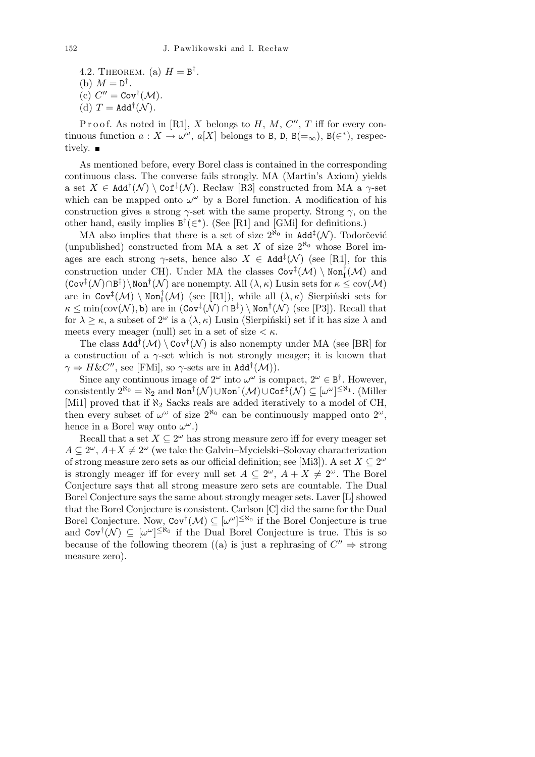4.2. THEOREM. (a) $H = \mathtt{B}^\dagger$.

(b) $M = \mathtt{D}^\dagger$.

(c) $C'' = \mathtt{Cov}^\dagger(\mathcal{M})$.

(d) $T = \mathtt{Add}^\dagger(\mathcal{N})$.

Proof. As noted in [R1], $X$ belongs to $H$, $M$, $C''$, $T$ iff for every continuous function $a : X \to \omega^\omega$, $a[X]$ belongs to $\mathtt{B}$, $\mathtt{D}$, $\mathtt{B}(=_\infty)$, $\mathtt{B}(\in^*)$, respectively. ■

As mentioned before, every Borel class is contained in the corresponding continuous class. The converse fails strongly. MA (Martin's Axiom) yields a set $X \in \mathtt{Add}^\dagger(\mathcal{N}) \setminus \mathtt{Cof}^\ddagger(\mathcal{N})$. Recław [R3] constructed from MA a $\gamma$-set which can be mapped onto $\omega^\omega$ by a Borel function. A modification of his construction gives a strong $\gamma$-set with the same property. Strong $\gamma$, on the other hand, easily implies $\mathtt{B}^\dagger(\in^*)$. (See [R1] and [GMi] for definitions.)

MA also implies that there is a set of size $2^{\aleph_0}$ in $\mathtt{Add}^\ddagger(\mathcal{N})$. Todorčević (unpublished) constructed from MA a set $X$ of size $2^{\aleph_0}$ whose Borel images are each strong $\gamma$-sets, hence also $X \in \mathtt{Add}^\ddagger(\mathcal{N})$ (see [R1], for this construction under CH). Under MA the classes $\mathtt{Cov}^\ddagger(\mathcal{M}) \setminus \mathtt{Non}^\dagger_{\mathrm{I}}(\mathcal{M})$ and $(\mathtt{Cov}^\ddagger(\mathcal{N}) \cap \mathtt{B}^\ddagger) \setminus \mathtt{Non}^\dagger(\mathcal{N})$ are nonempty. All $(\lambda, \kappa)$ Lusin sets for $\kappa \le \mathrm{cov}(\mathcal{M})$ are in $\mathtt{Cov}^\ddagger(\mathcal{M}) \setminus \mathtt{Non}^\dagger_{\mathrm{I}}(\mathcal{M})$ (see [R1]), while all $(\lambda, \kappa)$ Sierpiński sets for $\kappa \le \min(\mathrm{cov}(\mathcal{N}), \mathfrak{b})$ are in $(\mathtt{Cov}^\ddagger(\mathcal{N}) \cap \mathtt{B}^\ddagger) \setminus \mathtt{Non}^\dagger(\mathcal{N})$ (see [P3]). Recall that for $\lambda \ge \kappa$, a subset of $2^\omega$ is a $(\lambda, \kappa)$ Lusin (Sierpiński) set if it has size $\lambda$ and meets every meager (null) set in a set of size $< \kappa$.

The class $\mathtt{Add}^\dagger(\mathcal{M}) \setminus \mathtt{Cov}^\dagger(\mathcal{N})$ is also nonempty under MA (see [BR] for a construction of a $\gamma$-set which is not strongly meager; it is known that $\gamma \Rightarrow H\&C''$, see [FMi], so $\gamma$-sets are in $\mathtt{Add}^\dagger(\mathcal{M})$).

Since any continuous image of $2^\omega$ into $\omega^\omega$ is compact, $2^\omega \in \mathtt{B}^\dagger$. However, consistently $2^{\aleph_0} = \aleph_2$ and $\mathtt{Non}^\dagger(\mathcal{N}) \cup \mathtt{Non}^\dagger(\mathcal{M}) \cup \mathtt{Cof}^\ddagger(\mathcal{N}) \subseteq [\omega^\omega]^{\le \aleph_1}$. (Miller [Mi1] proved that if $\aleph_2$ Sacks reals are added iteratively to a model of CH, then every subset of $\omega^\omega$ of size $2^{\aleph_0}$ can be continuously mapped onto $2^\omega$, hence in a Borel way onto $\omega^\omega$.)

Recall that a set $X \subseteq 2^\omega$ has strong measure zero iff for every meager set $A \subseteq 2^\omega$, $A + X \ne 2^\omega$ (we take the Galvin–Mycielski–Solovay characterization of strong measure zero sets as our official definition; see [Mi3]). A set $X \subseteq 2^\omega$ is strongly meager iff for every null set $A \subseteq 2^\omega$, $A + X \ne 2^\omega$. The Borel Conjecture says that all strong measure zero sets are countable. The Dual Borel Conjecture says the same about strongly meager sets. Laver [L] showed that the Borel Conjecture is consistent. Carlson [C] did the same for the Dual Borel Conjecture. Now, $\mathtt{Cov}^\dagger(\mathcal{M}) \subseteq [\omega^\omega]^{\le \aleph_0}$ if the Borel Conjecture is true and $\mathtt{Cov}^\dagger(\mathcal{N}) \subseteq [\omega^\omega]^{\le \aleph_0}$ if the Dual Borel Conjecture is true. This is so because of the following theorem ((a) is just a rephrasing of $C'' \Rightarrow$ strong measure zero).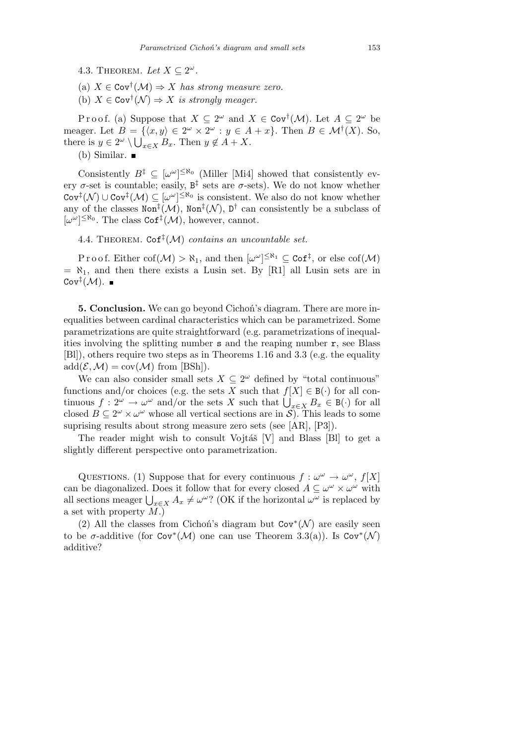4.3. Theorem. *Let $X \subseteq 2^\omega$.*

(a) $X \in \mathtt{Cov}^\dagger(\mathcal{M}) \Rightarrow X$ *has strong measure zero.*

(b) $X \in \mathtt{Cov}^\dagger(\mathcal{N}) \Rightarrow X$ *is strongly meager.*

Proof. (a) Suppose that $X \subseteq 2^\omega$ and $X \in \mathtt{Cov}^\dagger(\mathcal{M})$. Let $A \subseteq 2^\omega$ be meager. Let $B = \{\langle x, y\rangle \in 2^\omega \times 2^\omega : y \in A + x\}$. Then $B \in \mathcal{M}^\dagger(X)$. So, there is $y \in 2^\omega \setminus \bigcup_{x \in X} B_x$. Then $y \notin A + X$.

(b) Similar. ∎

Consistently $B^\ddagger \subseteq [\omega^\omega]^{\leq \aleph_0}$ (Miller [Mi4] showed that consistently every $\sigma$-set is countable; easily, $\mathtt{B}^\ddagger$ sets are $\sigma$-sets). We do not know whether $\mathtt{Cov}^\ddagger(\mathcal{N}) \cup \mathtt{Cov}^\ddagger(\mathcal{M}) \subseteq [\omega^\omega]^{\leq \aleph_0}$ is consistent. We also do not know whether any of the classes $\mathtt{Non}^\ddagger(\mathcal{M})$, $\mathtt{Non}^\ddagger(\mathcal{N})$, $\mathtt{D}^\dagger$ can consistently be a subclass of $[\omega^\omega]^{\leq \aleph_0}$. The class $\mathtt{Cof}^\ddagger(\mathcal{M})$, however, cannot.

4.4. Theorem. $\mathtt{Cof}^\ddagger(\mathcal{M})$ *contains an uncountable set.*

Proof. Either $\mathrm{cof}(\mathcal{M}) > \aleph_1$, and then $[\omega^\omega]^{\leq \aleph_1} \subseteq \mathtt{Cof}^\ddagger$, or else $\mathrm{cof}(\mathcal{M}) = \aleph_1$, and then there exists a Lusin set. By [R1] all Lusin sets are in $\mathtt{Cov}^\ddagger(\mathcal{M})$. ∎

**5. Conclusion.** We can go beyond Cichoń's diagram. There are more inequalities between cardinal characteristics which can be parametrized. Some parametrizations are quite straightforward (e.g. parametrizations of inequalities involving the splitting number $\mathfrak{s}$ and the reaping number $\mathfrak{r}$, see Blass [Bl]), others require two steps as in Theorems 1.16 and 3.3 (e.g. the equality $\mathrm{add}(\mathcal{E}, \mathcal{M}) = \mathrm{cov}(\mathcal{M})$ from [BSh]).

We can also consider small sets $X \subseteq 2^\omega$ defined by "total continuous" functions and/or choices (e.g. the sets $X$ such that $f[X] \in \mathtt{B}(\cdot)$ for all continuous $f : 2^\omega \to \omega^\omega$ and/or the sets $X$ such that $\bigcup_{x \in X} B_x \in \mathtt{B}(\cdot)$ for all closed $B \subseteq 2^\omega \times \omega^\omega$ whose all vertical sections are in $\mathcal{S}$). This leads to some suprising results about strong measure zero sets (see [AR], [P3]).

The reader might wish to consult Vojtáš [V] and Blass [Bl] to get a slightly different perspective onto parametrization.

Questions. (1) Suppose that for every continuous $f : \omega^\omega \to \omega^\omega$, $f[X]$ can be diagonalized. Does it follow that for every closed $A \subseteq \omega^\omega \times \omega^\omega$ with all sections meager $\bigcup_{x \in X} A_x \neq \omega^\omega$? (OK if the horizontal $\omega^\omega$ is replaced by a set with property $M$.)

(2) All the classes from Cichoń's diagram but $\mathtt{Cov}^*(\mathcal{N})$ are easily seen to be $\sigma$-additive (for $\mathtt{Cov}^*(\mathcal{M})$ one can use Theorem 3.3(a)). Is $\mathtt{Cov}^*(\mathcal{N})$ additive?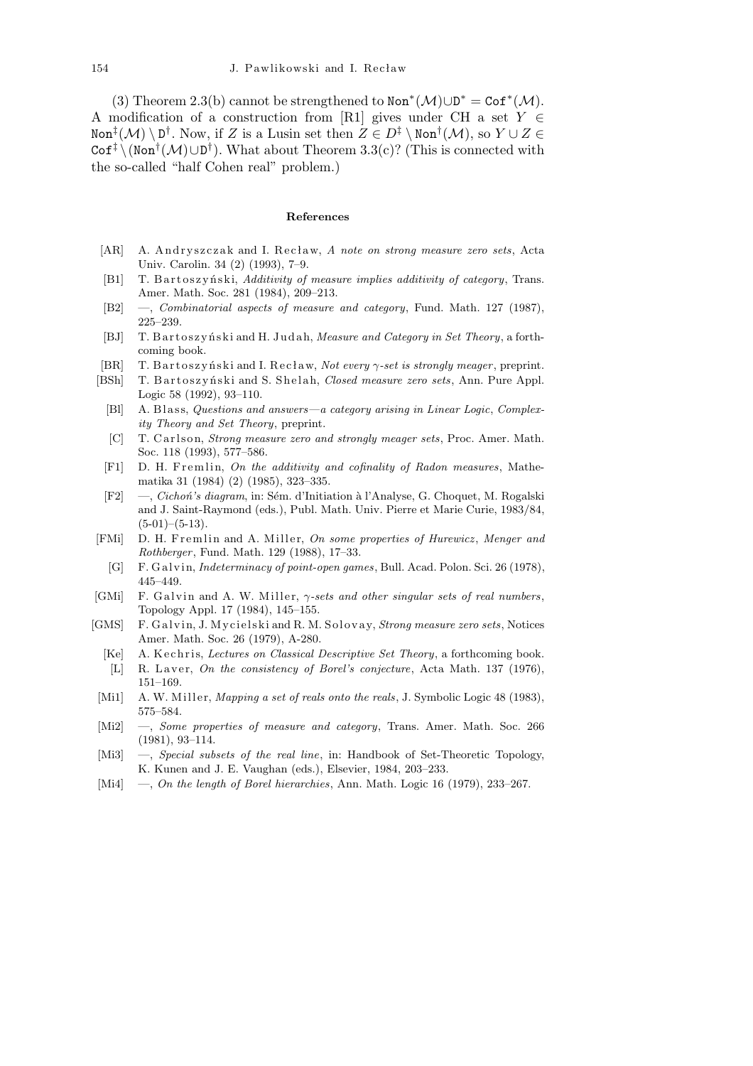(3) Theorem 2.3(b) cannot be strengthened to $\mathtt{Non}^*(\mathcal{M})\cup\mathtt{D}^* = \mathtt{Cof}^*(\mathcal{M})$. A modification of a construction from [R1] gives under CH a set $Y \in \mathtt{Non}^\ddagger(\mathcal{M}) \setminus \mathtt{D}^\dagger$. Now, if $Z$ is a Lusin set then $Z \in D^\ddagger \setminus \mathtt{Non}^\dagger(\mathcal{M})$, so $Y \cup Z \in \mathtt{Cof}^\ddagger \setminus (\mathtt{Non}^\dagger(\mathcal{M})\cup\mathtt{D}^\dagger)$. What about Theorem 3.3(c)? (This is connected with the so-called "half Cohen real" problem.)

## References

- [AR] A. Andryszczak and I. Recław, *A note on strong measure zero sets*, Acta Univ. Carolin. 34 (2) (1993), 7–9.
- [B1] T. Bartoszyński, *Additivity of measure implies additivity of category*, Trans. Amer. Math. Soc. 281 (1984), 209–213.
- [B2] —, *Combinatorial aspects of measure and category*, Fund. Math. 127 (1987), 225–239.
- [BJ] T. Bartoszyński and H. Judah, *Measure and Category in Set Theory*, a forthcoming book.
- [BR] T. Bartoszyński and I. Recław, *Not every $\gamma$-set is strongly meager*, preprint.
- [BSh] T. Bartoszyński and S. Shelah, *Closed measure zero sets*, Ann. Pure Appl. Logic 58 (1992), 93–110.
- [Bl] A. Blass, *Questions and answers—a category arising in Linear Logic, Complexity Theory and Set Theory*, preprint.
- [C] T. Carlson, *Strong measure zero and strongly meager sets*, Proc. Amer. Math. Soc. 118 (1993), 577–586.
- [F1] D. H. Fremlin, *On the additivity and cofinality of Radon measures*, Mathematika 31 (1984) (2) (1985), 323–335.
- [F2] —, *Cichoń's diagram*, in: Sém. d'Initiation à l'Analyse, G. Choquet, M. Rogalski and J. Saint-Raymond (eds.), Publ. Math. Univ. Pierre et Marie Curie, 1983/84, (5-01)–(5-13).
- [FMi] D. H. Fremlin and A. Miller, *On some properties of Hurewicz, Menger and Rothberger*, Fund. Math. 129 (1988), 17–33.
- [G] F. Galvin, *Indeterminacy of point-open games*, Bull. Acad. Polon. Sci. 26 (1978), 445–449.
- [GMi] F. Galvin and A. W. Miller, *$\gamma$-sets and other singular sets of real numbers*, Topology Appl. 17 (1984), 145–155.
- [GMS] F. Galvin, J. Mycielski and R. M. Solovay, *Strong measure zero sets*, Notices Amer. Math. Soc. 26 (1979), A-280.
- [Ke] A. Kechris, *Lectures on Classical Descriptive Set Theory*, a forthcoming book.
- [L] R. Laver, *On the consistency of Borel's conjecture*, Acta Math. 137 (1976), 151–169.
- [Mi1] A. W. Miller, *Mapping a set of reals onto the reals*, J. Symbolic Logic 48 (1983), 575–584.
- [Mi2] —, *Some properties of measure and category*, Trans. Amer. Math. Soc. 266 (1981), 93–114.
- [Mi3] —, *Special subsets of the real line*, in: Handbook of Set-Theoretic Topology, K. Kunen and J. E. Vaughan (eds.), Elsevier, 1984, 203–233.
- [Mi4] —, *On the length of Borel hierarchies*, Ann. Math. Logic 16 (1979), 233–267.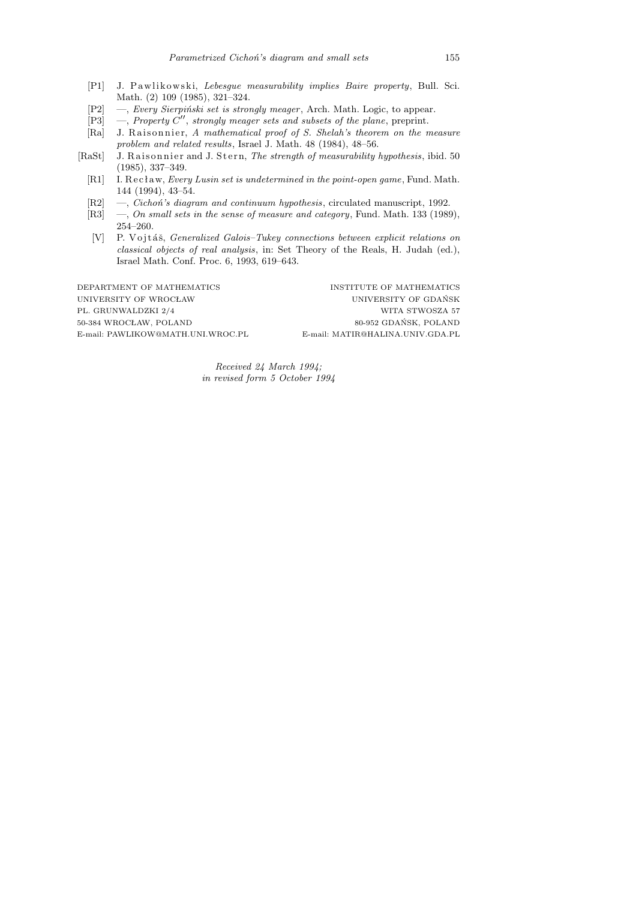[P1] J. Pawlikowski, *Lebesgue measurability implies Baire property*, Bull. Sci. Math. (2) 109 (1985), 321–324.

[P2] —, *Every Sierpiński set is strongly meager*, Arch. Math. Logic, to appear.

[P3] —, *Property $C''$, strongly meager sets and subsets of the plane*, preprint.

[Ra] J. Raisonnier, *A mathematical proof of S. Shelah's theorem on the measure problem and related results*, Israel J. Math. 48 (1984), 48–56.

[RaSt] J. Raisonnier and J. Stern, *The strength of measurability hypothesis*, ibid. 50 (1985), 337–349.

[R1] I. Recław, *Every Lusin set is undetermined in the point-open game*, Fund. Math. 144 (1994), 43–54.

[R2] —, *Cichoń's diagram and continuum hypothesis*, circulated manuscript, 1992.

[R3] —, *On small sets in the sense of measure and category*, Fund. Math. 133 (1989), 254–260.

[V] P. Vojtáš, *Generalized Galois–Tukey connections between explicit relations on classical objects of real analysis*, in: Set Theory of the Reals, H. Judah (ed.), Israel Math. Conf. Proc. 6, 1993, 619–643.

DEPARTMENT OF MATHEMATICS
UNIVERSITY OF WROCŁAW
PL. GRUNWALDZKI 2/4
50-384 WROCŁAW, POLAND
E-mail: PAWLIKOW@MATH.UNI.WROC.PL

INSTITUTE OF MATHEMATICS
UNIVERSITY OF GDAŃSK
WITA STWOSZA 57
80-952 GDAŃSK, POLAND
E-mail: MATIR@HALINA.UNIV.GDA.PL

*Received 24 March 1994;*
*in revised form 5 October 1994*